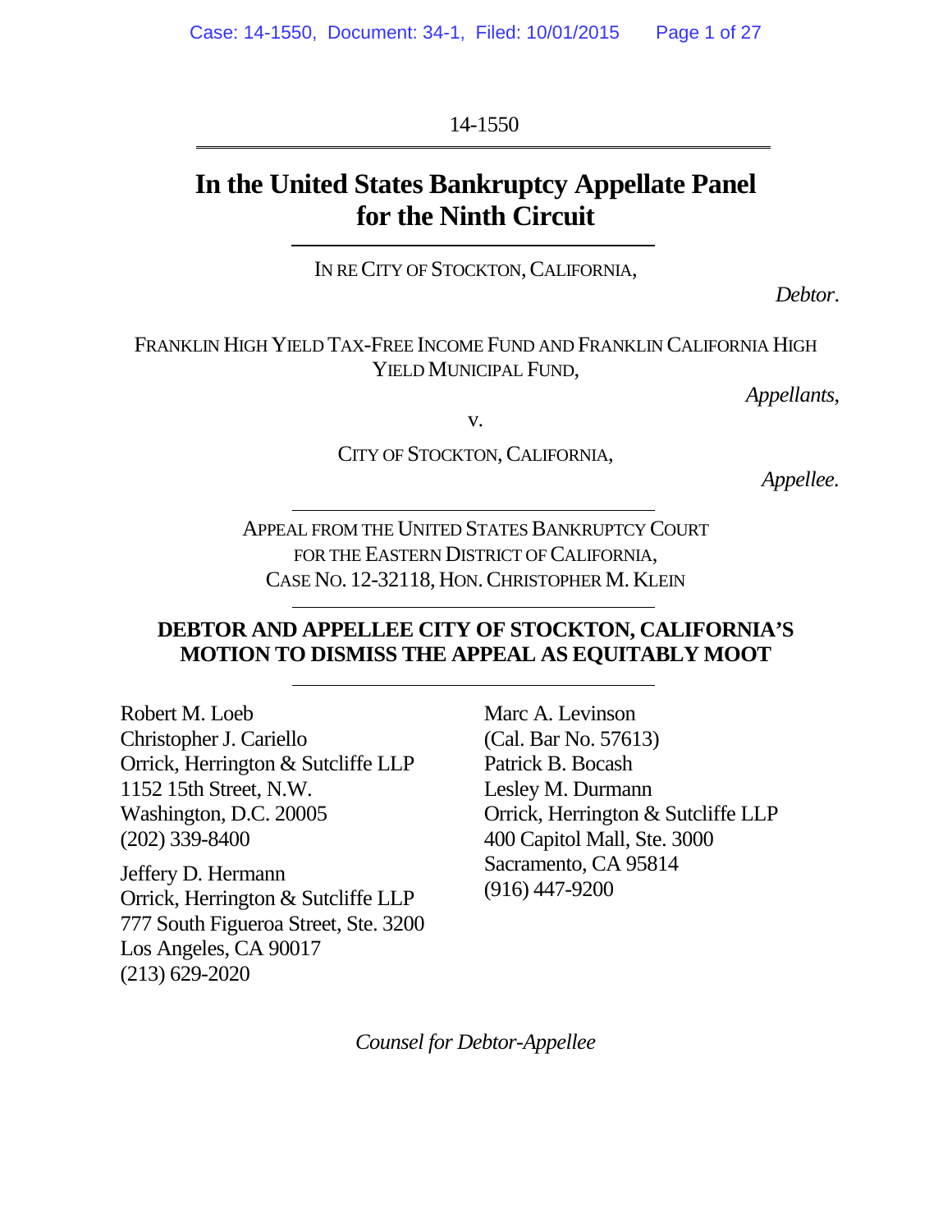14-1550

# In the United States Bankruptcy Appellate Panel for the Ninth Circuit

IN RE CITY OF STOCKTON, CALIFORNIA,

*Debtor.*

FRANKLIN HIGH YIELD TAX-FREE INCOME FUND AND FRANKLIN CALIFORNIA HIGH YIELD MUNICIPAL FUND,

*Appellants,*

v.

CITY OF STOCKTON, CALIFORNIA,

*Appellee.*

APPEAL FROM THE UNITED STATES BANKRUPTCY COURT FOR THE EASTERN DISTRICT OF CALIFORNIA, CASE NO. 12-32118, HON. CHRISTOPHER M. KLEIN

**DEBTOR AND APPELLEE CITY OF STOCKTON, CALIFORNIA'S MOTION TO DISMISS THE APPEAL AS EQUITABLY MOOT**

Robert M. Loeb
Christopher J. Cariello
Orrick, Herrington & Sutcliffe LLP
1152 15th Street, N.W.
Washington, D.C. 20005
(202) 339-8400

Jeffery D. Hermann
Orrick, Herrington & Sutcliffe LLP
777 South Figueroa Street, Ste. 3200
Los Angeles, CA 90017
(213) 629-2020

Marc A. Levinson
(Cal. Bar No. 57613)
Patrick B. Bocash
Lesley M. Durmann
Orrick, Herrington & Sutcliffe LLP
400 Capitol Mall, Ste. 3000
Sacramento, CA 95814
(916) 447-9200

*Counsel for Debtor-Appellee*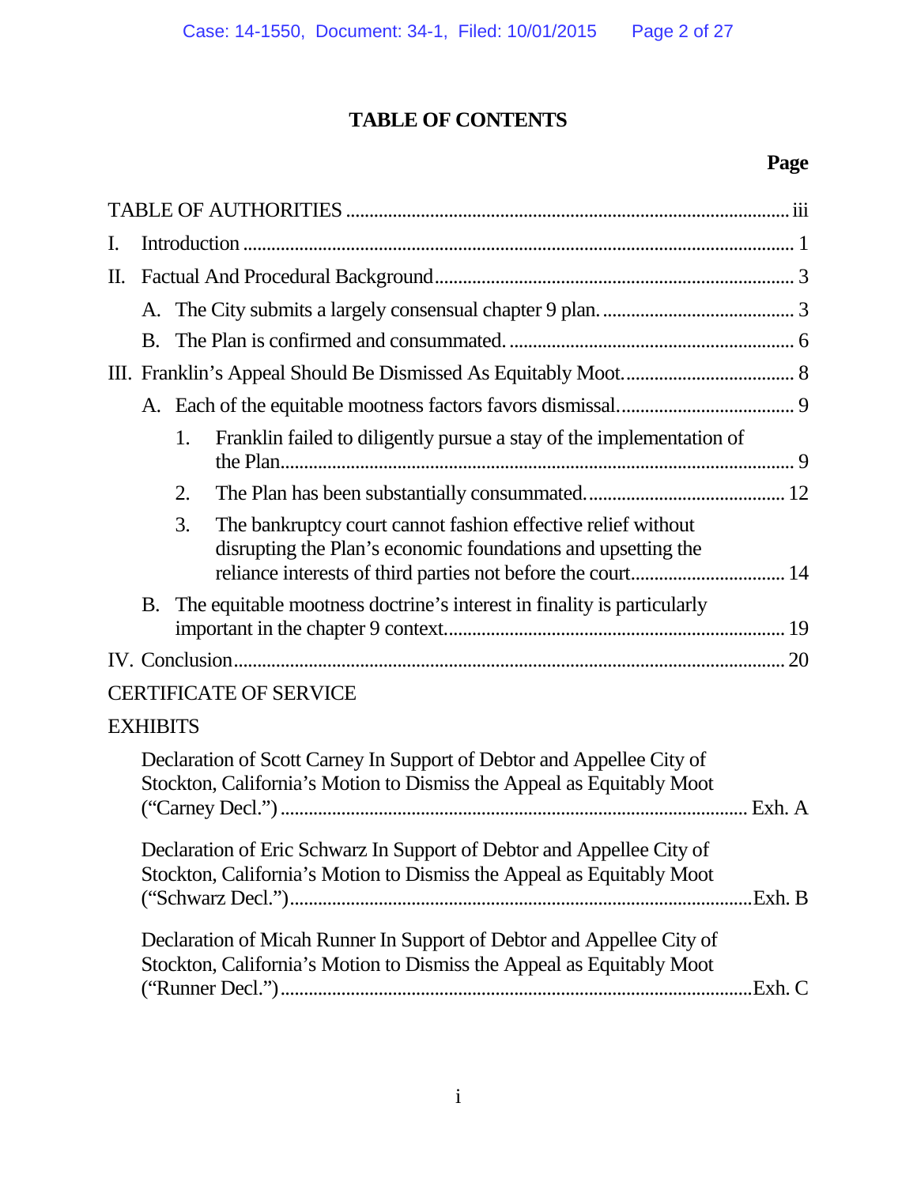# TABLE OF CONTENTS

**Page**

TABLE OF AUTHORITIES .......... iii

I. Introduction .......... 1

II. Factual And Procedural Background .......... 3

- A. The City submits a largely consensual chapter 9 plan. .......... 3
- B. The Plan is confirmed and consummated. .......... 6

III. Franklin's Appeal Should Be Dismissed As Equitably Moot. .......... 8

- A. Each of the equitable mootness factors favors dismissal. .......... 9
  1. Franklin failed to diligently pursue a stay of the implementation of the Plan. .......... 9
  2. The Plan has been substantially consummated. .......... 12
  3. The bankruptcy court cannot fashion effective relief without disrupting the Plan's economic foundations and upsetting the reliance interests of third parties not before the court .......... 14
- B. The equitable mootness doctrine's interest in finality is particularly important in the chapter 9 context. .......... 19

IV. Conclusion .......... 20

CERTIFICATE OF SERVICE

EXHIBITS

- Declaration of Scott Carney In Support of Debtor and Appellee City of Stockton, California's Motion to Dismiss the Appeal as Equitably Moot ("Carney Decl.") .......... Exh. A
- Declaration of Eric Schwarz In Support of Debtor and Appellee City of Stockton, California's Motion to Dismiss the Appeal as Equitably Moot ("Schwarz Decl.") .......... Exh. B
- Declaration of Micah Runner In Support of Debtor and Appellee City of Stockton, California's Motion to Dismiss the Appeal as Equitably Moot ("Runner Decl.") .......... Exh. C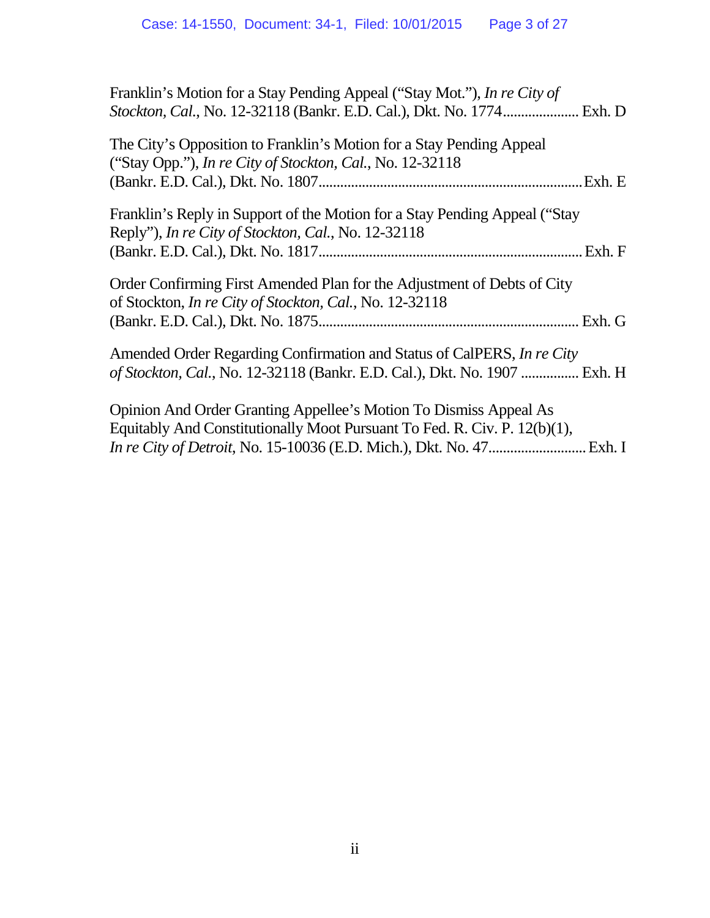Franklin's Motion for a Stay Pending Appeal ("Stay Mot."), *In re City of Stockton, Cal.*, No. 12-32118 (Bankr. E.D. Cal.), Dkt. No. 1774..................... Exh. D

The City's Opposition to Franklin's Motion for a Stay Pending Appeal ("Stay Opp."), *In re City of Stockton, Cal.*, No. 12-32118 (Bankr. E.D. Cal.), Dkt. No. 1807.......................................................................... Exh. E

Franklin's Reply in Support of the Motion for a Stay Pending Appeal ("Stay Reply"), *In re City of Stockton, Cal.*, No. 12-32118 (Bankr. E.D. Cal.), Dkt. No. 1817.......................................................................... Exh. F

Order Confirming First Amended Plan for the Adjustment of Debts of City of Stockton, *In re City of Stockton, Cal.*, No. 12-32118 (Bankr. E.D. Cal.), Dkt. No. 1875.......................................................................... Exh. G

Amended Order Regarding Confirmation and Status of CalPERS, *In re City of Stockton, Cal.*, No. 12-32118 (Bankr. E.D. Cal.), Dkt. No. 1907 ................ Exh. H

Opinion And Order Granting Appellee's Motion To Dismiss Appeal As Equitably And Constitutionally Moot Pursuant To Fed. R. Civ. P. 12(b)(1), *In re City of Detroit*, No. 15-10036 (E.D. Mich.), Dkt. No. 47........................... Exh. I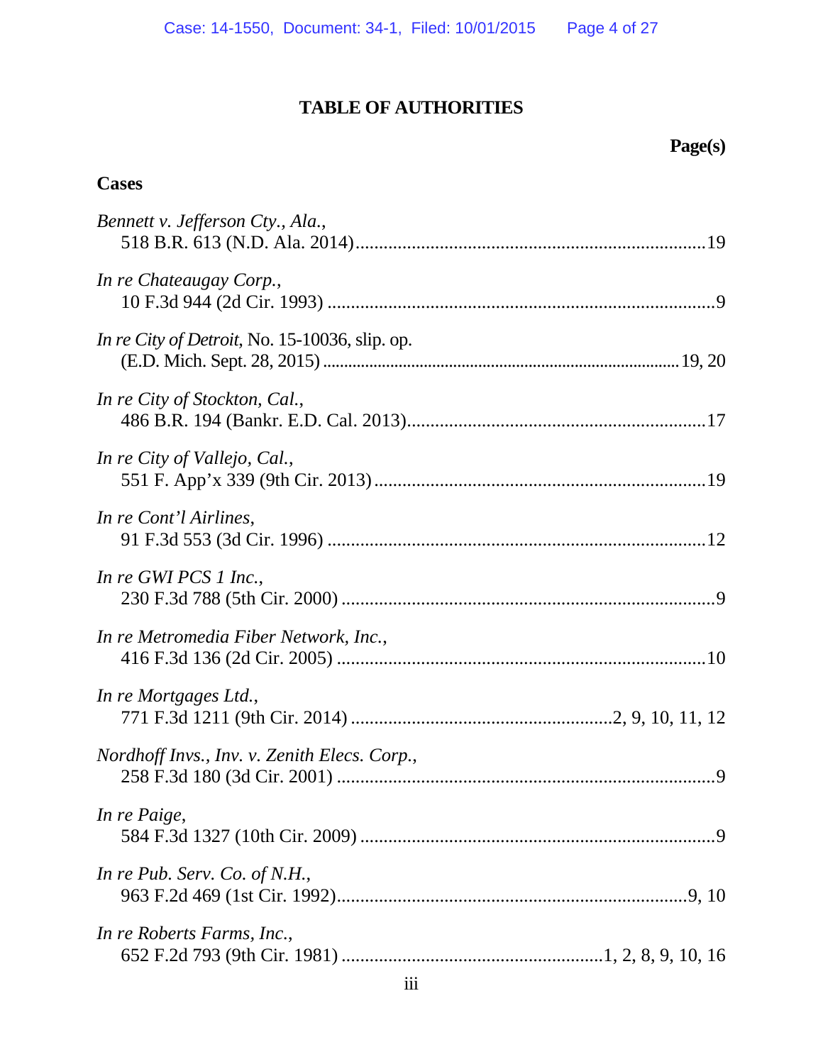# TABLE OF AUTHORITIES

**Page(s)**

## Cases

*Bennett v. Jefferson Cty., Ala.*,
518 B.R. 613 (N.D. Ala. 2014) .......... 19

*In re Chateaugay Corp.*,
10 F.3d 944 (2d Cir. 1993) .......... 9

*In re City of Detroit*, No. 15-10036, slip. op.
(E.D. Mich. Sept. 28, 2015) .......... 19, 20

*In re City of Stockton, Cal.*,
486 B.R. 194 (Bankr. E.D. Cal. 2013) .......... 17

*In re City of Vallejo, Cal.*,
551 F. App'x 339 (9th Cir. 2013) .......... 19

*In re Cont'l Airlines*,
91 F.3d 553 (3d Cir. 1996) .......... 12

*In re GWI PCS 1 Inc.*,
230 F.3d 788 (5th Cir. 2000) .......... 9

*In re Metromedia Fiber Network, Inc.*,
416 F.3d 136 (2d Cir. 2005) .......... 10

*In re Mortgages Ltd.*,
771 F.3d 1211 (9th Cir. 2014) .......... 2, 9, 10, 11, 12

*Nordhoff Invs., Inv. v. Zenith Elecs. Corp.*,
258 F.3d 180 (3d Cir. 2001) .......... 9

*In re Paige*,
584 F.3d 1327 (10th Cir. 2009) .......... 9

*In re Pub. Serv. Co. of N.H.*,
963 F.2d 469 (1st Cir. 1992) .......... 9, 10

*In re Roberts Farms, Inc.*,
652 F.2d 793 (9th Cir. 1981) .......... 1, 2, 8, 9, 10, 16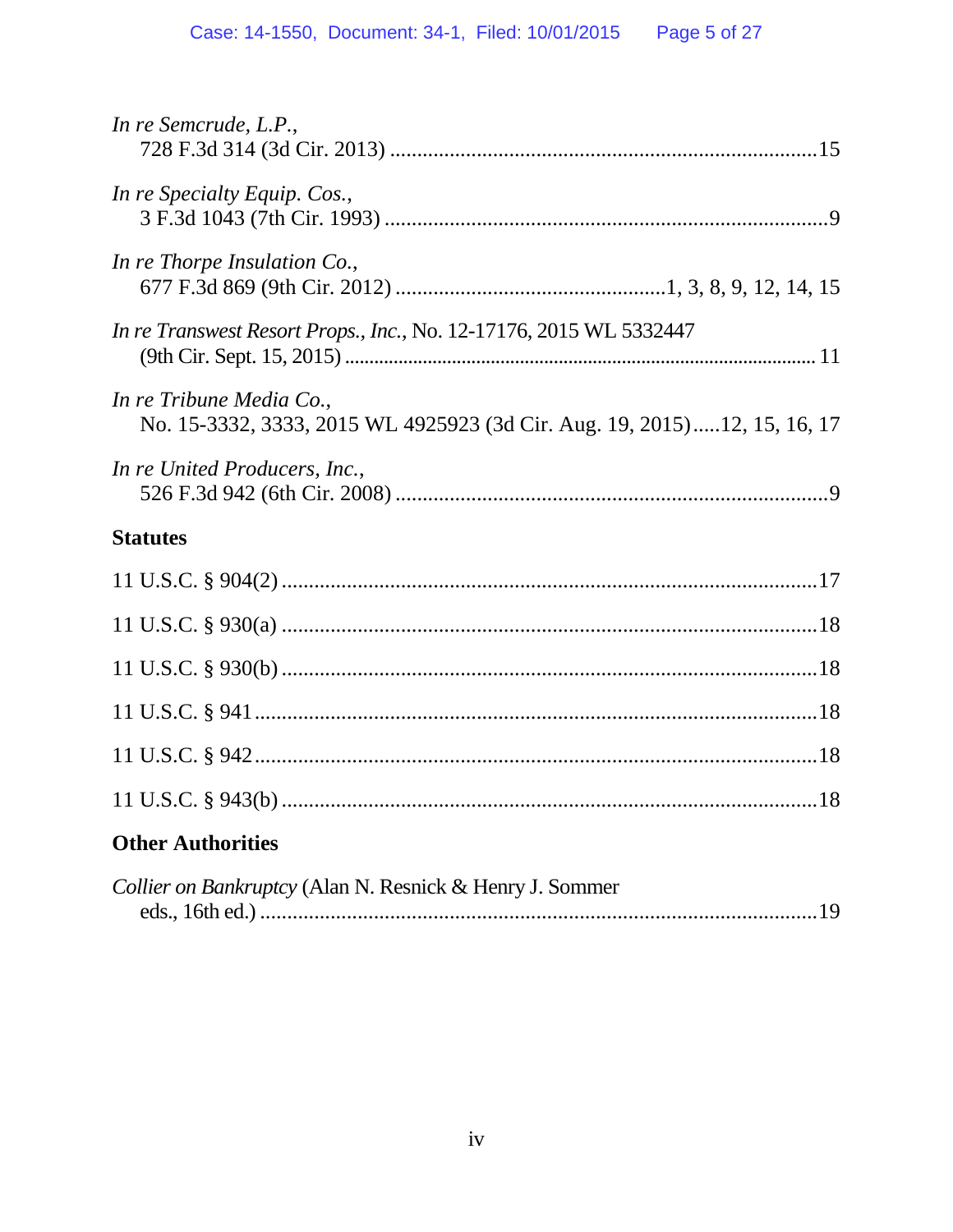*In re Semcrude, L.P.*,
728 F.3d 314 (3d Cir. 2013) ..............................................................................15

*In re Specialty Equip. Cos.*,
3 F.3d 1043 (7th Cir. 1993) ..................................................................................9

*In re Thorpe Insulation Co.*,
677 F.3d 869 (9th Cir. 2012) .................................................1, 3, 8, 9, 12, 14, 15

*In re Transwest Resort Props., Inc.*, No. 12-17176, 2015 WL 5332447
(9th Cir. Sept. 15, 2015) ............................................................................................ 11

*In re Tribune Media Co.*,
No. 15-3332, 3333, 2015 WL 4925923 (3d Cir. Aug. 19, 2015).....12, 15, 16, 17

*In re United Producers, Inc.*,
526 F.3d 942 (6th Cir. 2008) ................................................................................9

**Statutes**

11 U.S.C. § 904(2) ...................................................................................................17

11 U.S.C. § 930(a) ...................................................................................................18

11 U.S.C. § 930(b) ...................................................................................................18

11 U.S.C. § 941 .........................................................................................................18

11 U.S.C. § 942 .........................................................................................................18

11 U.S.C. § 943(b) ...................................................................................................18

**Other Authorities**

*Collier on Bankruptcy* (Alan N. Resnick & Henry J. Sommer
eds., 16th ed.) .......................................................................................................19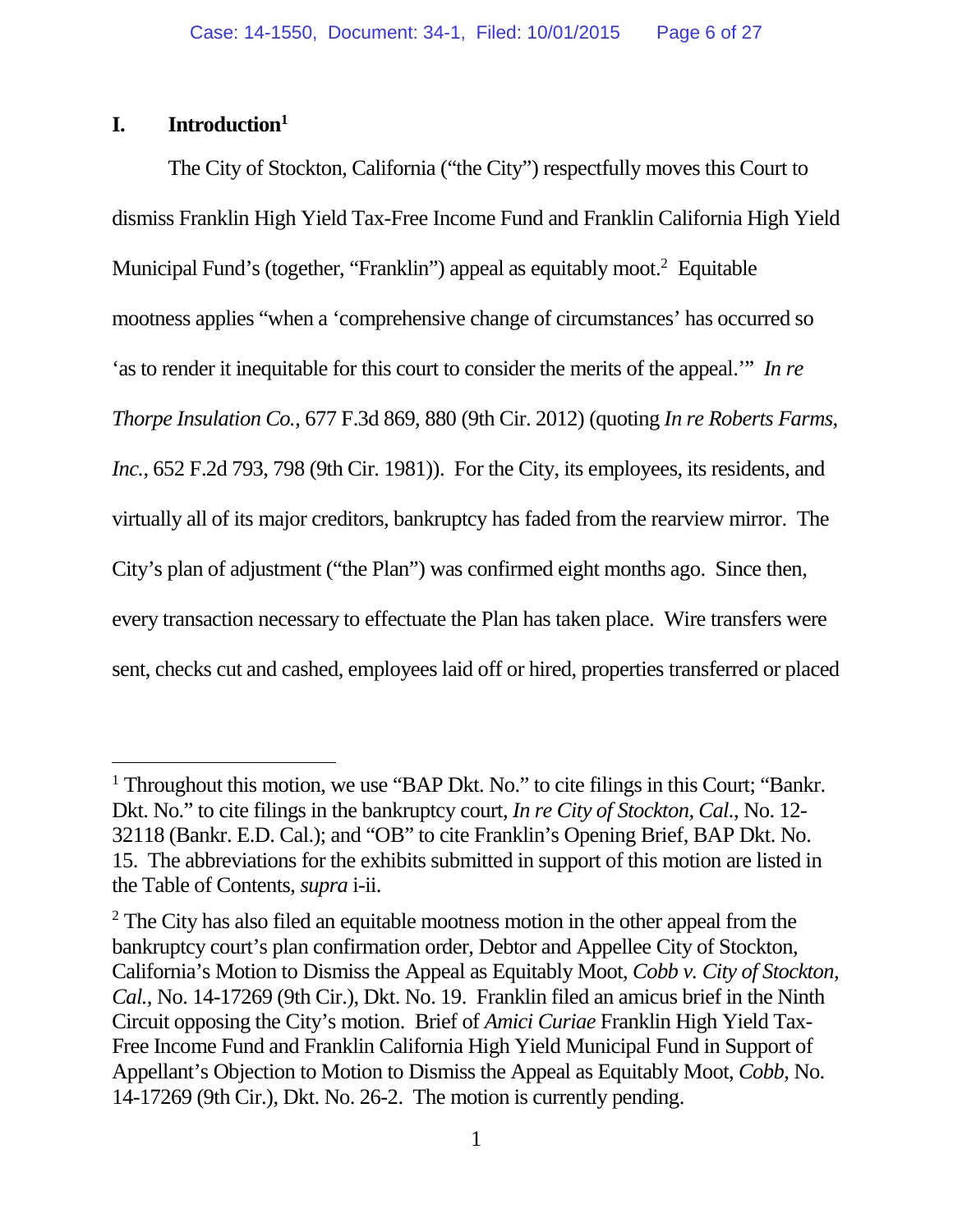## I. Introduction[1]

The City of Stockton, California ("the City") respectfully moves this Court to dismiss Franklin High Yield Tax-Free Income Fund and Franklin California High Yield Municipal Fund's (together, "Franklin") appeal as equitably moot.[2] Equitable mootness applies "when a 'comprehensive change of circumstances' has occurred so 'as to render it inequitable for this court to consider the merits of the appeal.'" *In re Thorpe Insulation Co.*, 677 F.3d 869, 880 (9th Cir. 2012) (quoting *In re Roberts Farms, Inc.*, 652 F.2d 793, 798 (9th Cir. 1981)). For the City, its employees, its residents, and virtually all of its major creditors, bankruptcy has faded from the rearview mirror. The City's plan of adjustment ("the Plan") was confirmed eight months ago. Since then, every transaction necessary to effectuate the Plan has taken place. Wire transfers were sent, checks cut and cashed, employees laid off or hired, properties transferred or placed

---

[1] Throughout this motion, we use "BAP Dkt. No." to cite filings in this Court; "Bankr. Dkt. No." to cite filings in the bankruptcy court, *In re City of Stockton, Cal.*, No. 12-32118 (Bankr. E.D. Cal.); and "OB" to cite Franklin's Opening Brief, BAP Dkt. No. 15. The abbreviations for the exhibits submitted in support of this motion are listed in the Table of Contents, *supra* i-ii.

[2] The City has also filed an equitable mootness motion in the other appeal from the bankruptcy court's plan confirmation order, Debtor and Appellee City of Stockton, California's Motion to Dismiss the Appeal as Equitably Moot, *Cobb v. City of Stockton, Cal.*, No. 14-17269 (9th Cir.), Dkt. No. 19. Franklin filed an amicus brief in the Ninth Circuit opposing the City's motion. Brief of *Amici Curiae* Franklin High Yield Tax-Free Income Fund and Franklin California High Yield Municipal Fund in Support of Appellant's Objection to Motion to Dismiss the Appeal as Equitably Moot, *Cobb*, No. 14-17269 (9th Cir.), Dkt. No. 26-2. The motion is currently pending.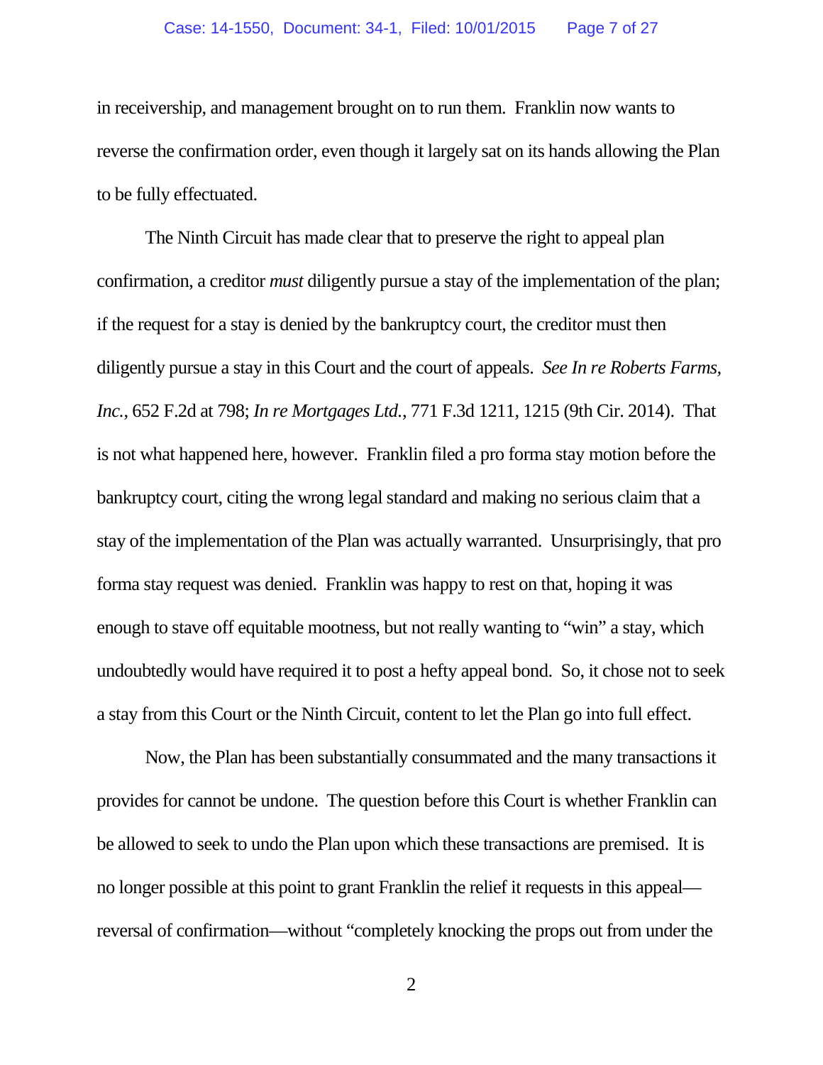in receivership, and management brought on to run them. Franklin now wants to reverse the confirmation order, even though it largely sat on its hands allowing the Plan to be fully effectuated.

The Ninth Circuit has made clear that to preserve the right to appeal plan confirmation, a creditor *must* diligently pursue a stay of the implementation of the plan; if the request for a stay is denied by the bankruptcy court, the creditor must then diligently pursue a stay in this Court and the court of appeals. *See In re Roberts Farms, Inc.*, 652 F.2d at 798; *In re Mortgages Ltd.*, 771 F.3d 1211, 1215 (9th Cir. 2014). That is not what happened here, however. Franklin filed a pro forma stay motion before the bankruptcy court, citing the wrong legal standard and making no serious claim that a stay of the implementation of the Plan was actually warranted. Unsurprisingly, that pro forma stay request was denied. Franklin was happy to rest on that, hoping it was enough to stave off equitable mootness, but not really wanting to "win" a stay, which undoubtedly would have required it to post a hefty appeal bond. So, it chose not to seek a stay from this Court or the Ninth Circuit, content to let the Plan go into full effect.

Now, the Plan has been substantially consummated and the many transactions it provides for cannot be undone. The question before this Court is whether Franklin can be allowed to seek to undo the Plan upon which these transactions are premised. It is no longer possible at this point to grant Franklin the relief it requests in this appeal—reversal of confirmation—without "completely knocking the props out from under the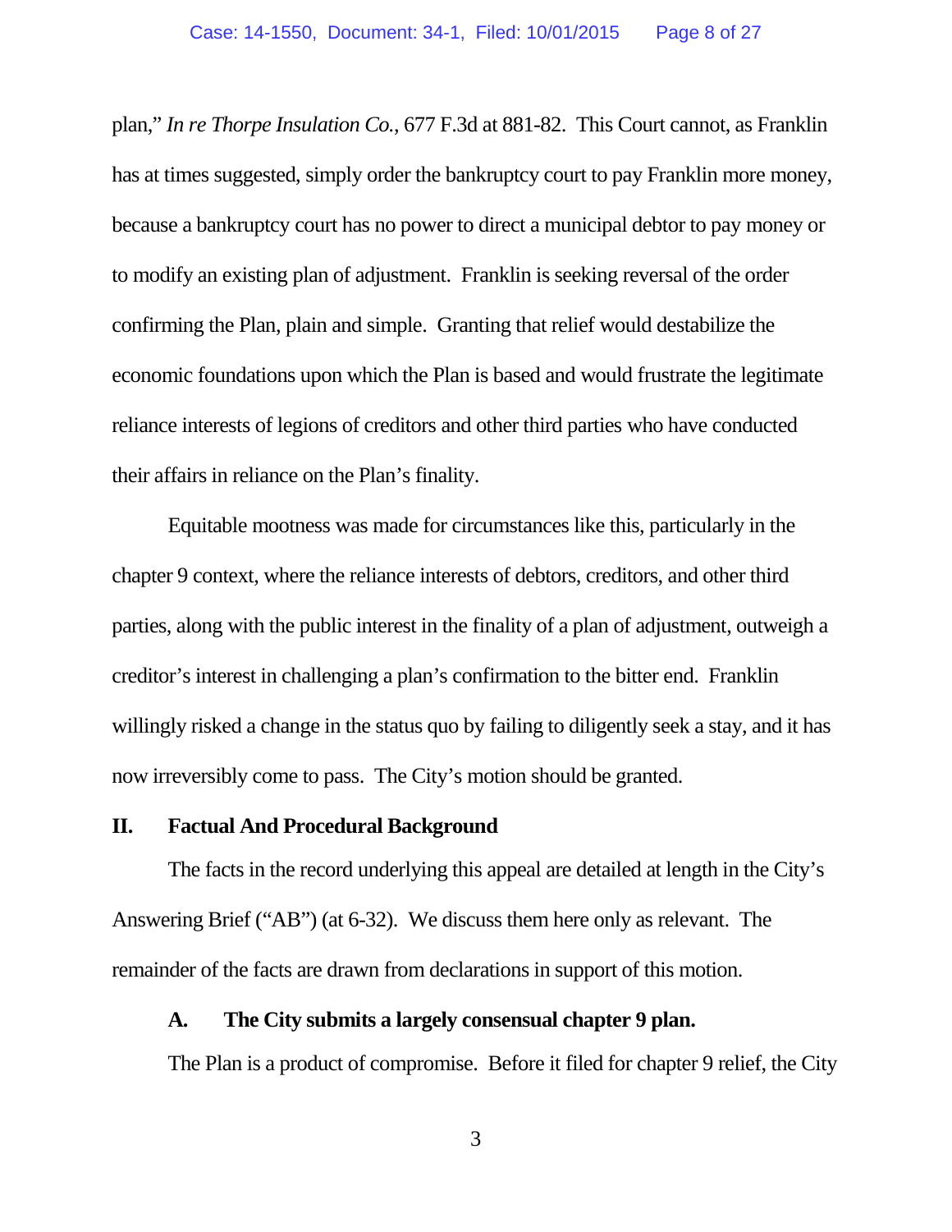plan," *In re Thorpe Insulation Co.*, 677 F.3d at 881-82. This Court cannot, as Franklin has at times suggested, simply order the bankruptcy court to pay Franklin more money, because a bankruptcy court has no power to direct a municipal debtor to pay money or to modify an existing plan of adjustment. Franklin is seeking reversal of the order confirming the Plan, plain and simple. Granting that relief would destabilize the economic foundations upon which the Plan is based and would frustrate the legitimate reliance interests of legions of creditors and other third parties who have conducted their affairs in reliance on the Plan's finality.

Equitable mootness was made for circumstances like this, particularly in the chapter 9 context, where the reliance interests of debtors, creditors, and other third parties, along with the public interest in the finality of a plan of adjustment, outweigh a creditor's interest in challenging a plan's confirmation to the bitter end. Franklin willingly risked a change in the status quo by failing to diligently seek a stay, and it has now irreversibly come to pass. The City's motion should be granted.

## II. Factual And Procedural Background

The facts in the record underlying this appeal are detailed at length in the City's Answering Brief ("AB") (at 6-32). We discuss them here only as relevant. The remainder of the facts are drawn from declarations in support of this motion.

### A. The City submits a largely consensual chapter 9 plan.

The Plan is a product of compromise. Before it filed for chapter 9 relief, the City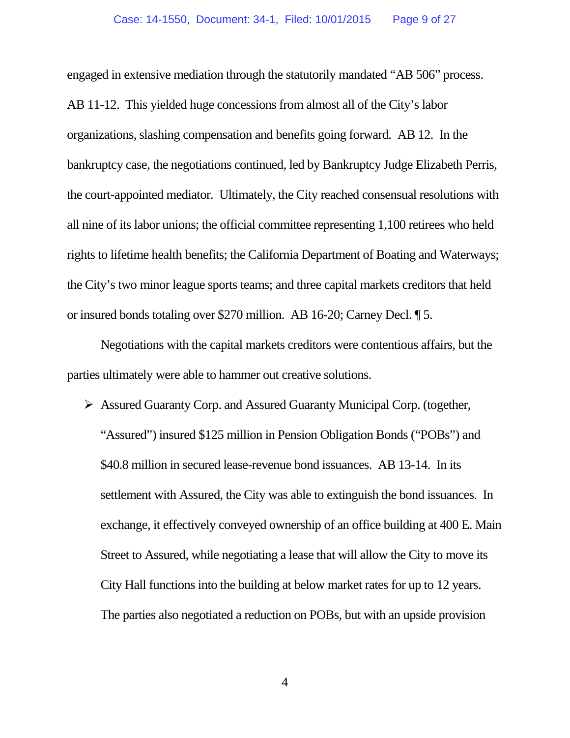engaged in extensive mediation through the statutorily mandated "AB 506" process. AB 11-12. This yielded huge concessions from almost all of the City's labor organizations, slashing compensation and benefits going forward. AB 12. In the bankruptcy case, the negotiations continued, led by Bankruptcy Judge Elizabeth Perris, the court-appointed mediator. Ultimately, the City reached consensual resolutions with all nine of its labor unions; the official committee representing 1,100 retirees who held rights to lifetime health benefits; the California Department of Boating and Waterways; the City's two minor league sports teams; and three capital markets creditors that held or insured bonds totaling over $270 million. AB 16-20; Carney Decl. ¶ 5.

Negotiations with the capital markets creditors were contentious affairs, but the parties ultimately were able to hammer out creative solutions.

- Assured Guaranty Corp. and Assured Guaranty Municipal Corp. (together, "Assured") insured $125 million in Pension Obligation Bonds ("POBs") and $40.8 million in secured lease-revenue bond issuances. AB 13-14. In its settlement with Assured, the City was able to extinguish the bond issuances. In exchange, it effectively conveyed ownership of an office building at 400 E. Main Street to Assured, while negotiating a lease that will allow the City to move its City Hall functions into the building at below market rates for up to 12 years. The parties also negotiated a reduction on POBs, but with an upside provision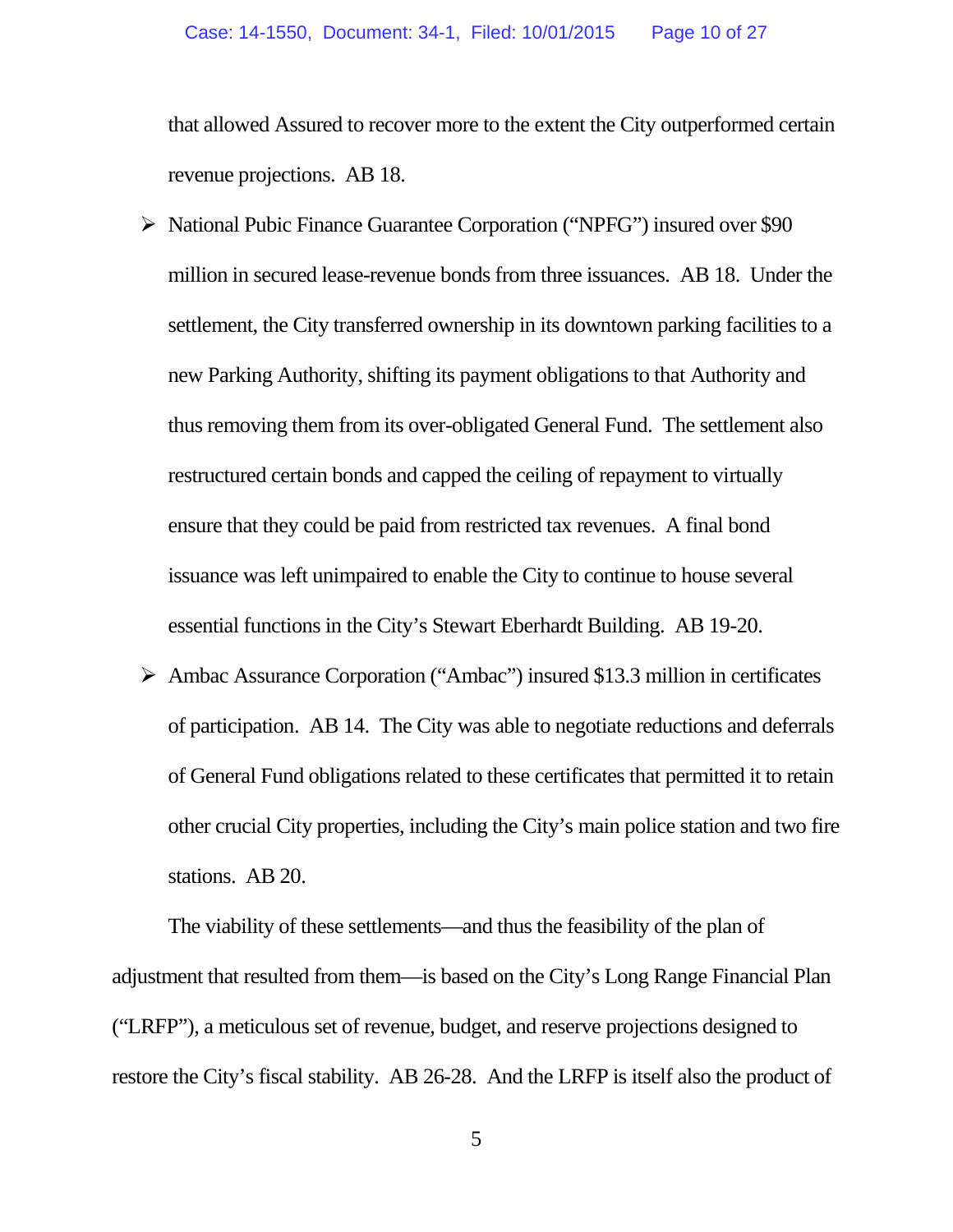that allowed Assured to recover more to the extent the City outperformed certain revenue projections. AB 18.

- National Pubic Finance Guarantee Corporation ("NPFG") insured over $90 million in secured lease-revenue bonds from three issuances. AB 18. Under the settlement, the City transferred ownership in its downtown parking facilities to a new Parking Authority, shifting its payment obligations to that Authority and thus removing them from its over-obligated General Fund. The settlement also restructured certain bonds and capped the ceiling of repayment to virtually ensure that they could be paid from restricted tax revenues. A final bond issuance was left unimpaired to enable the City to continue to house several essential functions in the City's Stewart Eberhardt Building. AB 19-20.
- Ambac Assurance Corporation ("Ambac") insured $13.3 million in certificates of participation. AB 14. The City was able to negotiate reductions and deferrals of General Fund obligations related to these certificates that permitted it to retain other crucial City properties, including the City's main police station and two fire stations. AB 20.

The viability of these settlements—and thus the feasibility of the plan of adjustment that resulted from them—is based on the City's Long Range Financial Plan ("LRFP"), a meticulous set of revenue, budget, and reserve projections designed to restore the City's fiscal stability. AB 26-28. And the LRFP is itself also the product of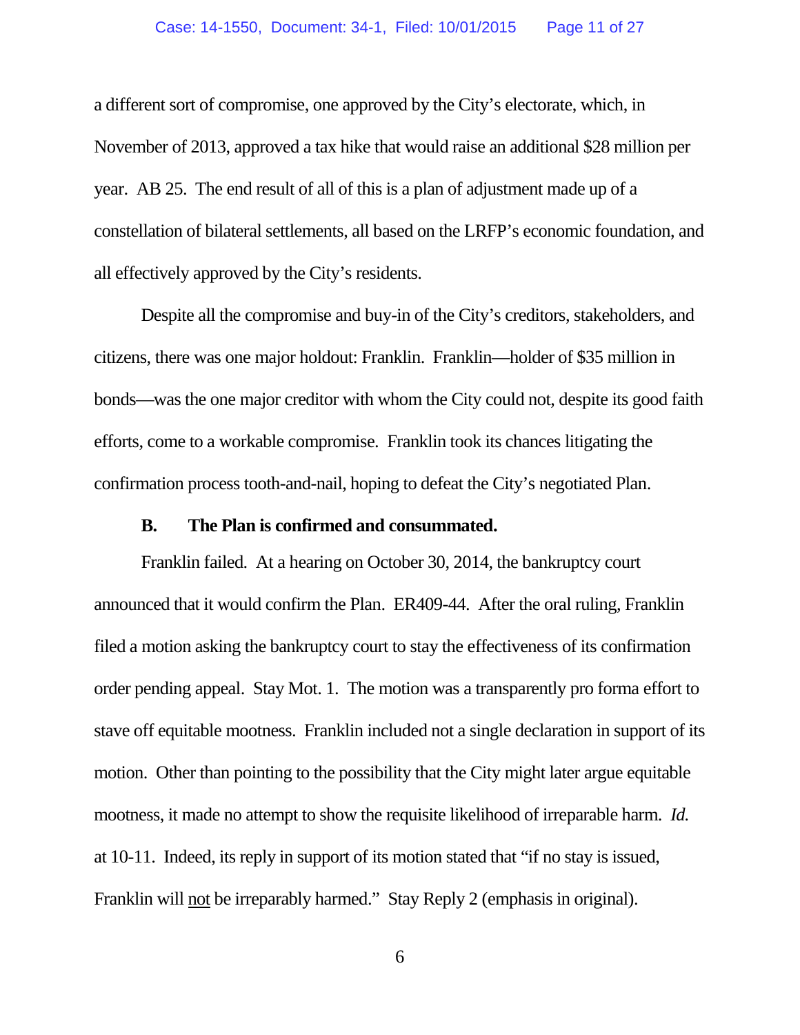a different sort of compromise, one approved by the City's electorate, which, in November of 2013, approved a tax hike that would raise an additional $28 million per year. AB 25. The end result of all of this is a plan of adjustment made up of a constellation of bilateral settlements, all based on the LRFP's economic foundation, and all effectively approved by the City's residents.

Despite all the compromise and buy-in of the City's creditors, stakeholders, and citizens, there was one major holdout: Franklin. Franklin—holder of $35 million in bonds—was the one major creditor with whom the City could not, despite its good faith efforts, come to a workable compromise. Franklin took its chances litigating the confirmation process tooth-and-nail, hoping to defeat the City's negotiated Plan.

### B. The Plan is confirmed and consummated.

Franklin failed. At a hearing on October 30, 2014, the bankruptcy court announced that it would confirm the Plan. ER409-44. After the oral ruling, Franklin filed a motion asking the bankruptcy court to stay the effectiveness of its confirmation order pending appeal. Stay Mot. 1. The motion was a transparently pro forma effort to stave off equitable mootness. Franklin included not a single declaration in support of its motion. Other than pointing to the possibility that the City might later argue equitable mootness, it made no attempt to show the requisite likelihood of irreparable harm. *Id.* at 10-11. Indeed, its reply in support of its motion stated that "if no stay is issued, Franklin will <u>not</u> be irreparably harmed." Stay Reply 2 (emphasis in original).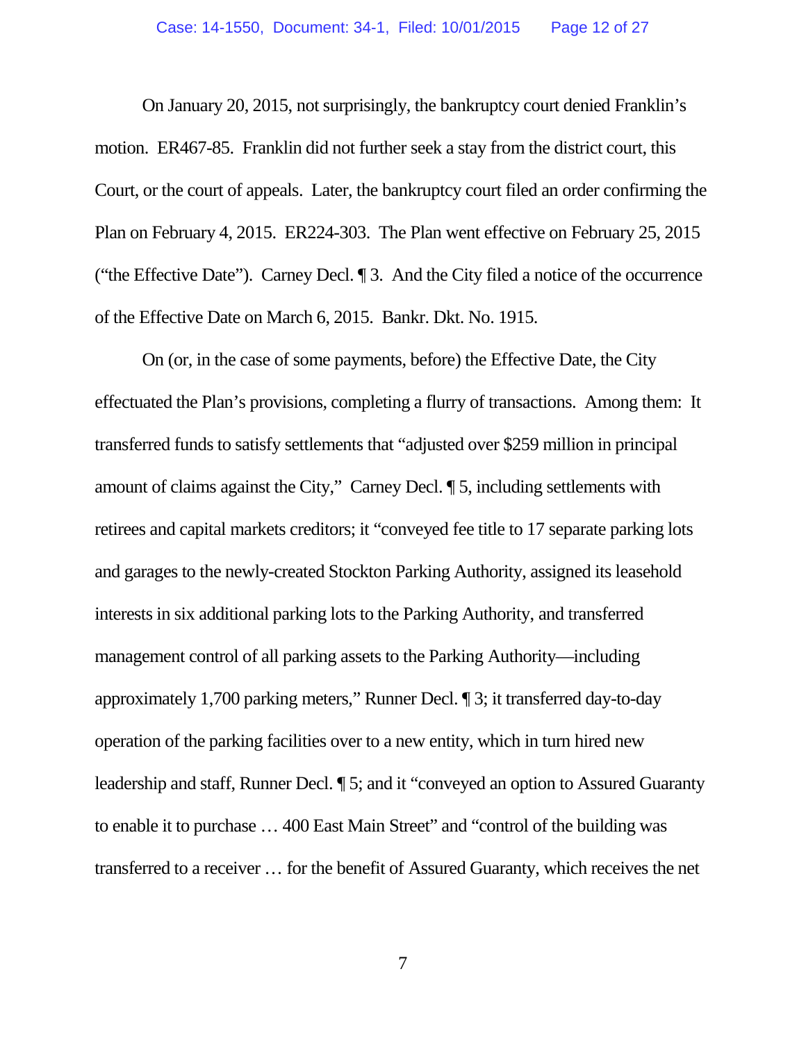On January 20, 2015, not surprisingly, the bankruptcy court denied Franklin's motion. ER467-85. Franklin did not further seek a stay from the district court, this Court, or the court of appeals. Later, the bankruptcy court filed an order confirming the Plan on February 4, 2015. ER224-303. The Plan went effective on February 25, 2015 ("the Effective Date"). Carney Decl. ¶ 3. And the City filed a notice of the occurrence of the Effective Date on March 6, 2015. Bankr. Dkt. No. 1915.

On (or, in the case of some payments, before) the Effective Date, the City effectuated the Plan's provisions, completing a flurry of transactions. Among them: It transferred funds to satisfy settlements that "adjusted over $259 million in principal amount of claims against the City," Carney Decl. ¶ 5, including settlements with retirees and capital markets creditors; it "conveyed fee title to 17 separate parking lots and garages to the newly-created Stockton Parking Authority, assigned its leasehold interests in six additional parking lots to the Parking Authority, and transferred management control of all parking assets to the Parking Authority—including approximately 1,700 parking meters," Runner Decl. ¶ 3; it transferred day-to-day operation of the parking facilities over to a new entity, which in turn hired new leadership and staff, Runner Decl. ¶ 5; and it "conveyed an option to Assured Guaranty to enable it to purchase … 400 East Main Street" and "control of the building was transferred to a receiver … for the benefit of Assured Guaranty, which receives the net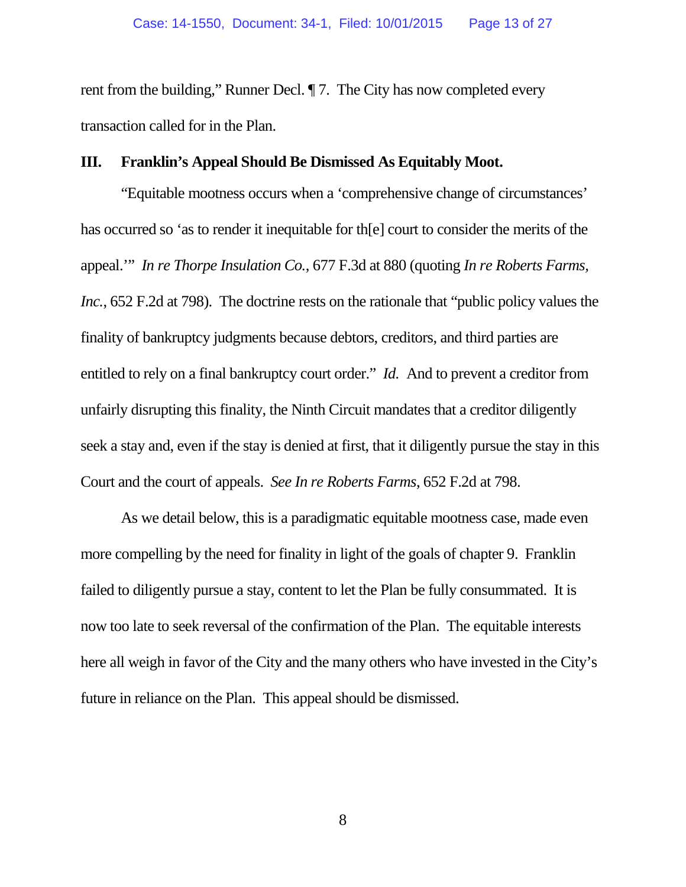rent from the building," Runner Decl. ¶ 7. The City has now completed every transaction called for in the Plan.

## III. Franklin's Appeal Should Be Dismissed As Equitably Moot.

"Equitable mootness occurs when a 'comprehensive change of circumstances' has occurred so 'as to render it inequitable for th[e] court to consider the merits of the appeal.'" *In re Thorpe Insulation Co.*, 677 F.3d at 880 (quoting *In re Roberts Farms, Inc.*, 652 F.2d at 798). The doctrine rests on the rationale that "public policy values the finality of bankruptcy judgments because debtors, creditors, and third parties are entitled to rely on a final bankruptcy court order." *Id.* And to prevent a creditor from unfairly disrupting this finality, the Ninth Circuit mandates that a creditor diligently seek a stay and, even if the stay is denied at first, that it diligently pursue the stay in this Court and the court of appeals. *See In re Roberts Farms*, 652 F.2d at 798.

As we detail below, this is a paradigmatic equitable mootness case, made even more compelling by the need for finality in light of the goals of chapter 9. Franklin failed to diligently pursue a stay, content to let the Plan be fully consummated. It is now too late to seek reversal of the confirmation of the Plan. The equitable interests here all weigh in favor of the City and the many others who have invested in the City's future in reliance on the Plan. This appeal should be dismissed.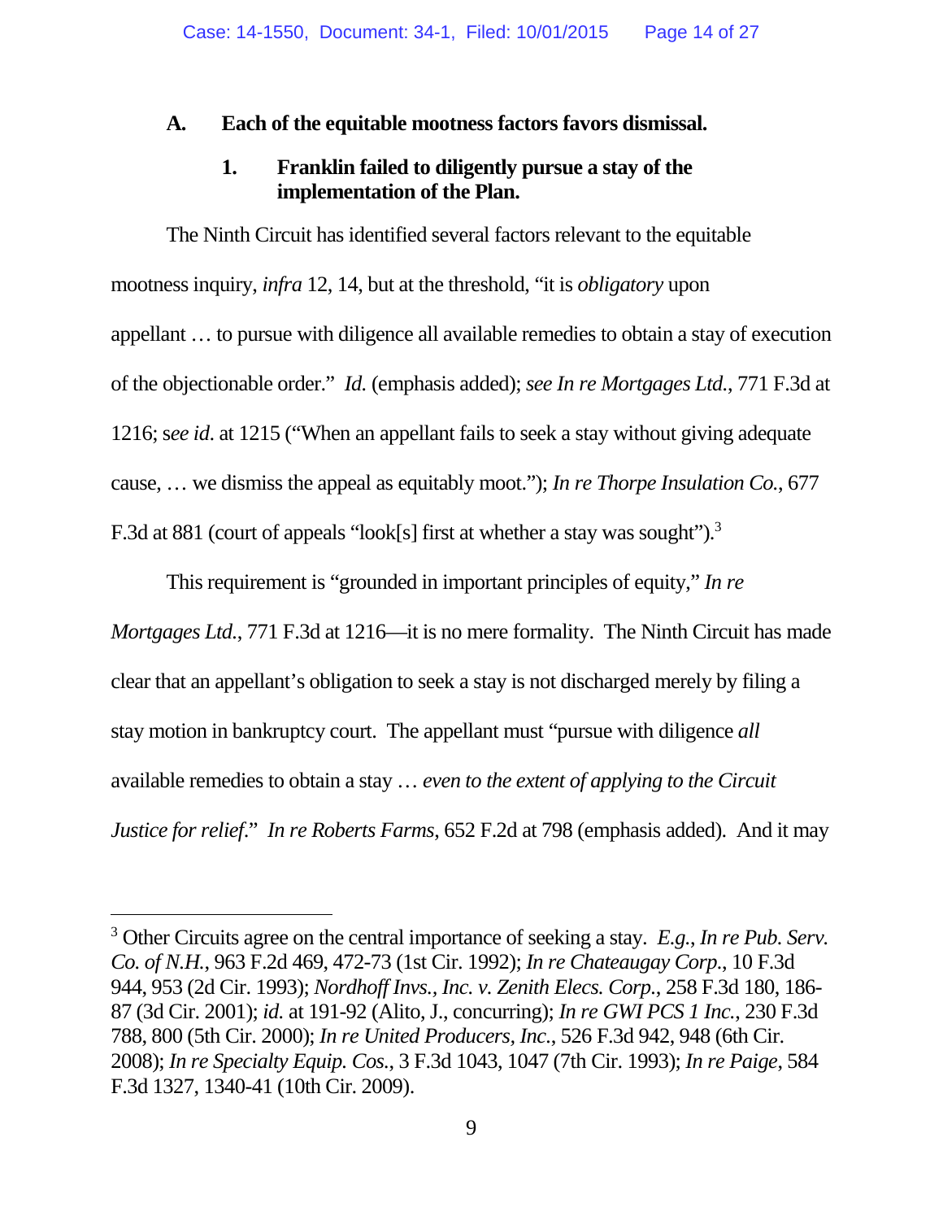### A. Each of the equitable mootness factors favors dismissal.

#### 1. Franklin failed to diligently pursue a stay of the implementation of the Plan.

The Ninth Circuit has identified several factors relevant to the equitable mootness inquiry, *infra* 12, 14, but at the threshold, "it is *obligatory* upon appellant … to pursue with diligence all available remedies to obtain a stay of execution of the objectionable order." *Id.* (emphasis added); *see In re Mortgages Ltd.*, 771 F.3d at 1216; s*ee id*. at 1215 ("When an appellant fails to seek a stay without giving adequate cause, … we dismiss the appeal as equitably moot."); *In re Thorpe Insulation Co.*, 677 F.3d at 881 (court of appeals "look[s] first at whether a stay was sought").[3]

This requirement is "grounded in important principles of equity," *In re Mortgages Ltd.*, 771 F.3d at 1216—it is no mere formality. The Ninth Circuit has made clear that an appellant's obligation to seek a stay is not discharged merely by filing a stay motion in bankruptcy court. The appellant must "pursue with diligence *all* available remedies to obtain a stay … *even to the extent of applying to the Circuit Justice for relief*." *In re Roberts Farms*, 652 F.2d at 798 (emphasis added). And it may

---

[3] Other Circuits agree on the central importance of seeking a stay. *E.g.*, *In re Pub. Serv. Co. of N.H.*, 963 F.2d 469, 472-73 (1st Cir. 1992); *In re Chateaugay Corp.*, 10 F.3d 944, 953 (2d Cir. 1993); *Nordhoff Invs., Inc. v. Zenith Elecs. Corp.*, 258 F.3d 180, 186-87 (3d Cir. 2001); *id.* at 191-92 (Alito, J., concurring); *In re GWI PCS 1 Inc.*, 230 F.3d 788, 800 (5th Cir. 2000); *In re United Producers, Inc.*, 526 F.3d 942, 948 (6th Cir. 2008); *In re Specialty Equip. Cos.*, 3 F.3d 1043, 1047 (7th Cir. 1993); *In re Paige*, 584 F.3d 1327, 1340-41 (10th Cir. 2009).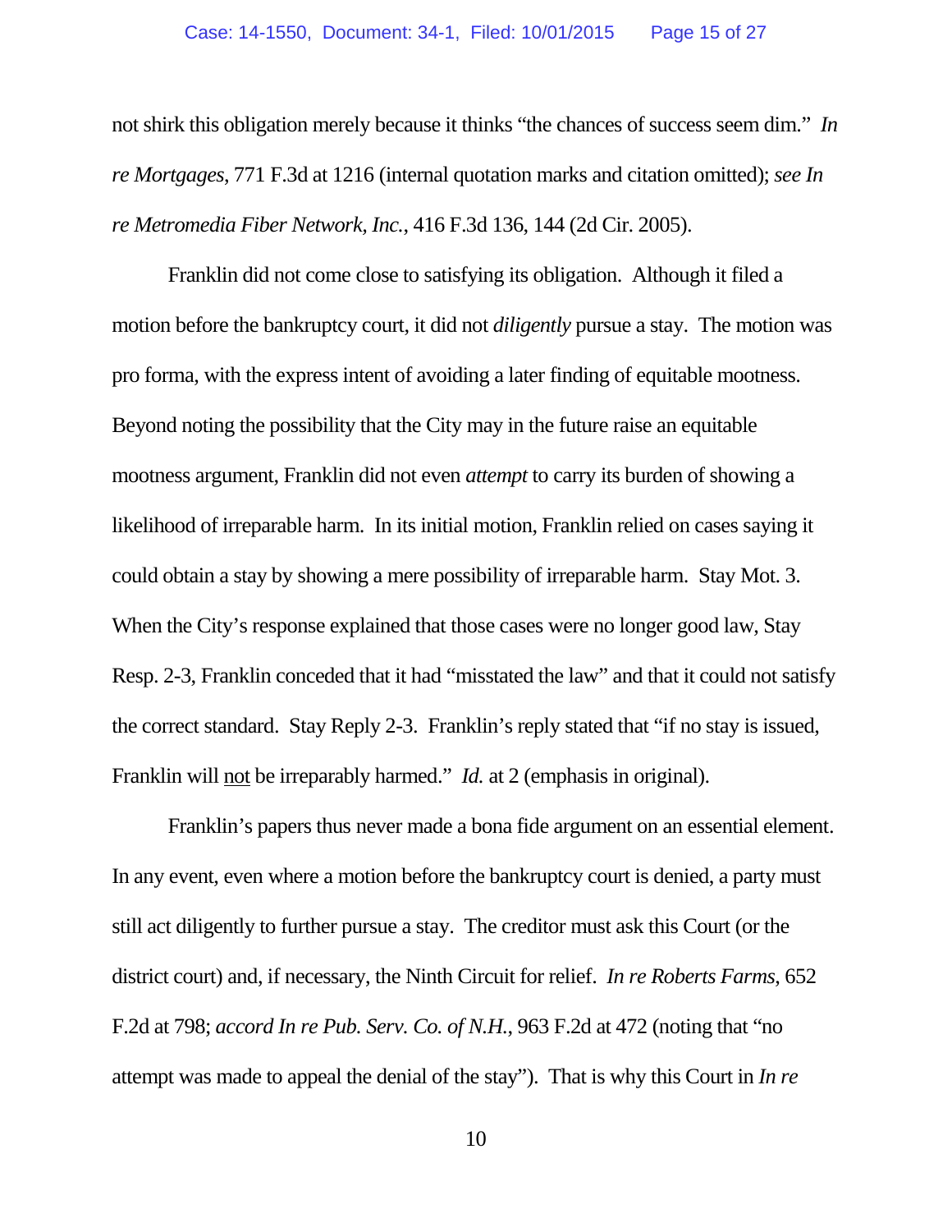not shirk this obligation merely because it thinks "the chances of success seem dim." *In re Mortgages*, 771 F.3d at 1216 (internal quotation marks and citation omitted); *see In re Metromedia Fiber Network, Inc.*, 416 F.3d 136, 144 (2d Cir. 2005).

Franklin did not come close to satisfying its obligation. Although it filed a motion before the bankruptcy court, it did not *diligently* pursue a stay. The motion was pro forma, with the express intent of avoiding a later finding of equitable mootness. Beyond noting the possibility that the City may in the future raise an equitable mootness argument, Franklin did not even *attempt* to carry its burden of showing a likelihood of irreparable harm. In its initial motion, Franklin relied on cases saying it could obtain a stay by showing a mere possibility of irreparable harm. Stay Mot. 3. When the City's response explained that those cases were no longer good law, Stay Resp. 2-3, Franklin conceded that it had "misstated the law" and that it could not satisfy the correct standard. Stay Reply 2-3. Franklin's reply stated that "if no stay is issued, Franklin will <u>not</u> be irreparably harmed." *Id.* at 2 (emphasis in original).

Franklin's papers thus never made a bona fide argument on an essential element. In any event, even where a motion before the bankruptcy court is denied, a party must still act diligently to further pursue a stay. The creditor must ask this Court (or the district court) and, if necessary, the Ninth Circuit for relief. *In re Roberts Farms*, 652 F.2d at 798; *accord In re Pub. Serv. Co. of N.H.*, 963 F.2d at 472 (noting that "no attempt was made to appeal the denial of the stay"). That is why this Court in *In re*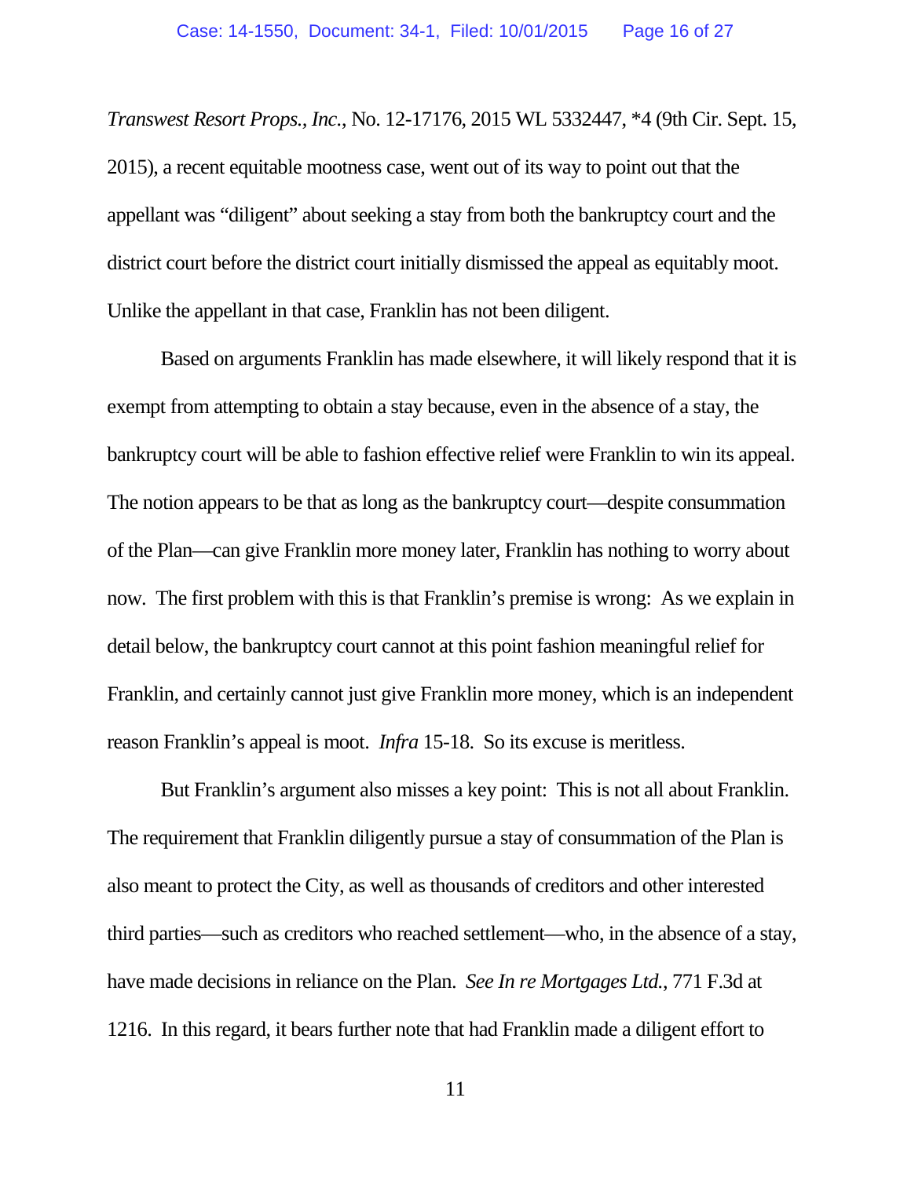*Transwest Resort Props., Inc.*, No. 12-17176, 2015 WL 5332447, *4 (9th Cir. Sept. 15, 2015), a recent equitable mootness case, went out of its way to point out that the appellant was "diligent" about seeking a stay from both the bankruptcy court and the district court before the district court initially dismissed the appeal as equitably moot. Unlike the appellant in that case, Franklin has not been diligent.

Based on arguments Franklin has made elsewhere, it will likely respond that it is exempt from attempting to obtain a stay because, even in the absence of a stay, the bankruptcy court will be able to fashion effective relief were Franklin to win its appeal. The notion appears to be that as long as the bankruptcy court—despite consummation of the Plan—can give Franklin more money later, Franklin has nothing to worry about now. The first problem with this is that Franklin's premise is wrong: As we explain in detail below, the bankruptcy court cannot at this point fashion meaningful relief for Franklin, and certainly cannot just give Franklin more money, which is an independent reason Franklin's appeal is moot. *Infra* 15-18. So its excuse is meritless.

But Franklin's argument also misses a key point: This is not all about Franklin. The requirement that Franklin diligently pursue a stay of consummation of the Plan is also meant to protect the City, as well as thousands of creditors and other interested third parties—such as creditors who reached settlement—who, in the absence of a stay, have made decisions in reliance on the Plan. *See In re Mortgages Ltd.*, 771 F.3d at 1216. In this regard, it bears further note that had Franklin made a diligent effort to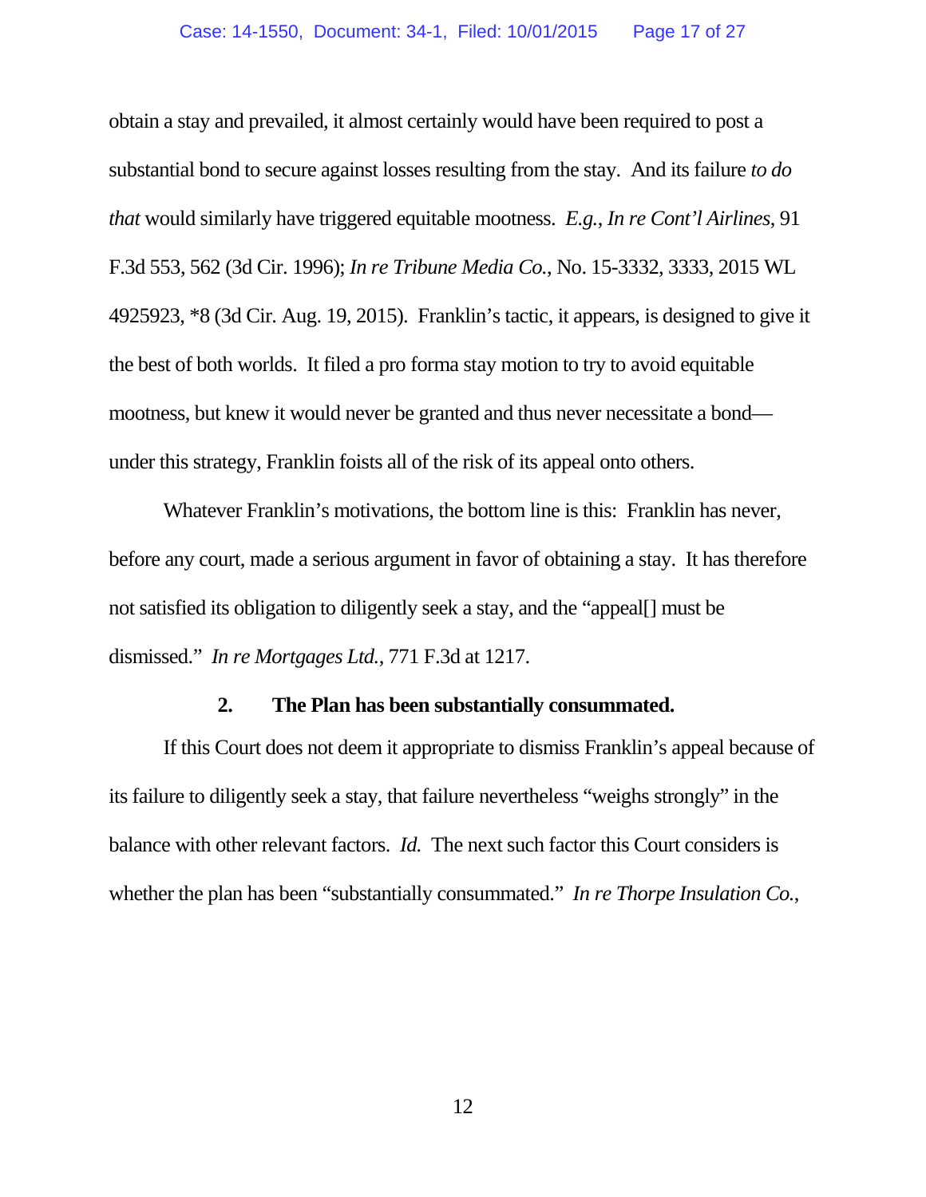obtain a stay and prevailed, it almost certainly would have been required to post a substantial bond to secure against losses resulting from the stay. And its failure *to do that* would similarly have triggered equitable mootness. *E.g.*, *In re Cont'l Airlines*, 91 F.3d 553, 562 (3d Cir. 1996); *In re Tribune Media Co.*, No. 15-3332, 3333, 2015 WL 4925923, *8 (3d Cir. Aug. 19, 2015). Franklin's tactic, it appears, is designed to give it the best of both worlds. It filed a pro forma stay motion to try to avoid equitable mootness, but knew it would never be granted and thus never necessitate a bond—under this strategy, Franklin foists all of the risk of its appeal onto others.

Whatever Franklin's motivations, the bottom line is this: Franklin has never, before any court, made a serious argument in favor of obtaining a stay. It has therefore not satisfied its obligation to diligently seek a stay, and the "appeal[] must be dismissed." *In re Mortgages Ltd.*, 771 F.3d at 1217.

### 2. The Plan has been substantially consummated.

If this Court does not deem it appropriate to dismiss Franklin's appeal because of its failure to diligently seek a stay, that failure nevertheless "weighs strongly" in the balance with other relevant factors. *Id.* The next such factor this Court considers is whether the plan has been "substantially consummated." *In re Thorpe Insulation Co.*,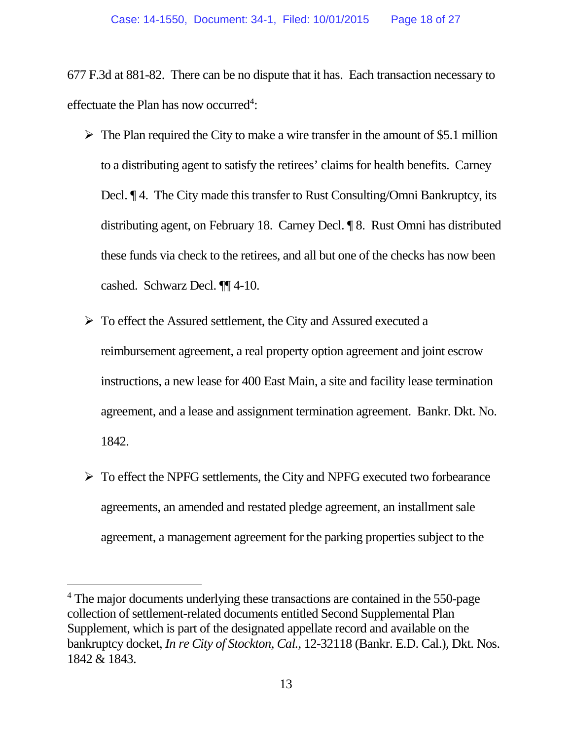677 F.3d at 881-82. There can be no dispute that it has. Each transaction necessary to effectuate the Plan has now occurred[4]:

- The Plan required the City to make a wire transfer in the amount of $5.1 million to a distributing agent to satisfy the retirees' claims for health benefits. Carney Decl. ¶ 4. The City made this transfer to Rust Consulting/Omni Bankruptcy, its distributing agent, on February 18. Carney Decl. ¶ 8. Rust Omni has distributed these funds via check to the retirees, and all but one of the checks has now been cashed. Schwarz Decl. ¶¶ 4-10.

- To effect the Assured settlement, the City and Assured executed a reimbursement agreement, a real property option agreement and joint escrow instructions, a new lease for 400 East Main, a site and facility lease termination agreement, and a lease and assignment termination agreement. Bankr. Dkt. No. 1842.

- To effect the NPFG settlements, the City and NPFG executed two forbearance agreements, an amended and restated pledge agreement, an installment sale agreement, a management agreement for the parking properties subject to the

[4] The major documents underlying these transactions are contained in the 550-page collection of settlement-related documents entitled Second Supplemental Plan Supplement, which is part of the designated appellate record and available on the bankruptcy docket, *In re City of Stockton, Cal.*, 12-32118 (Bankr. E.D. Cal.), Dkt. Nos. 1842 & 1843.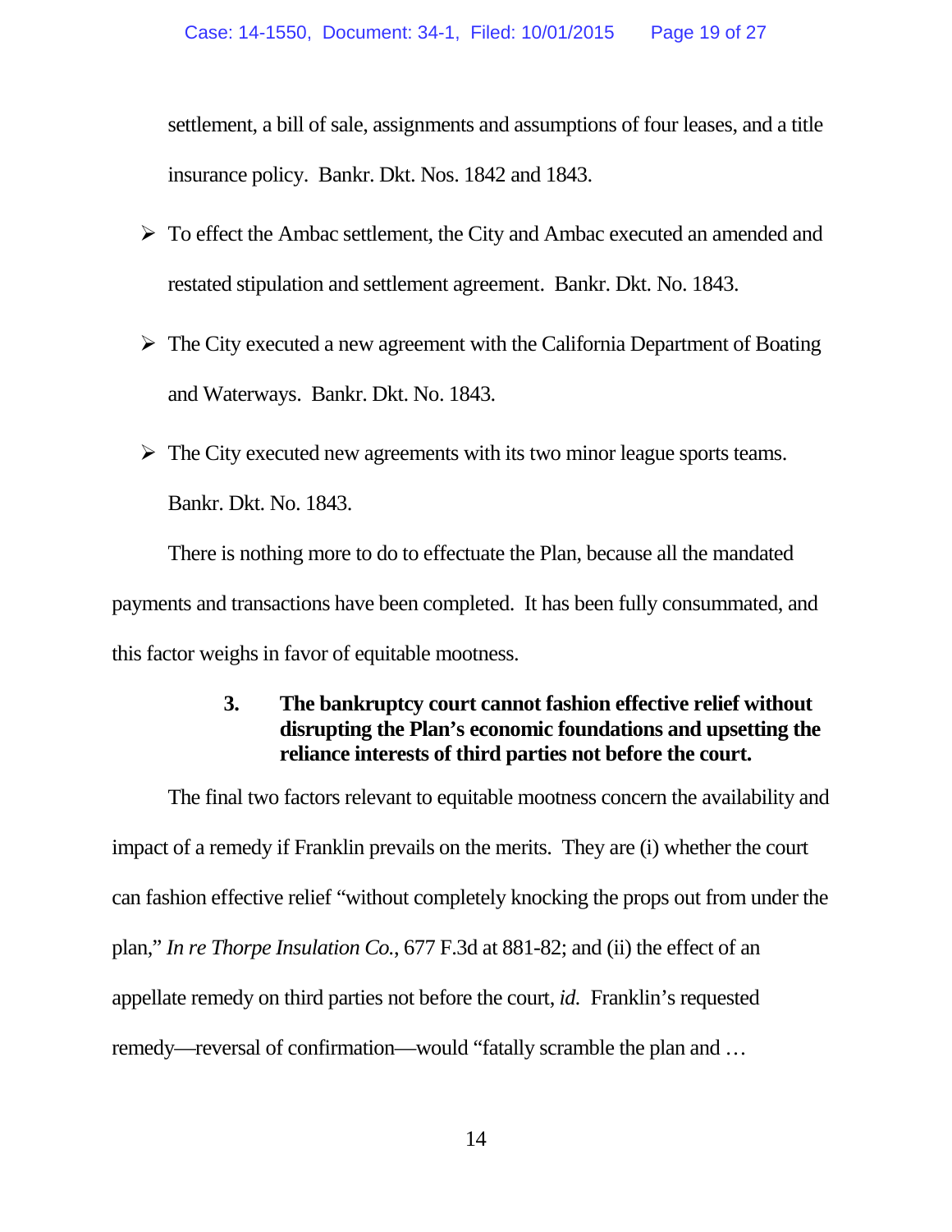settlement, a bill of sale, assignments and assumptions of four leases, and a title insurance policy. Bankr. Dkt. Nos. 1842 and 1843.

- To effect the Ambac settlement, the City and Ambac executed an amended and restated stipulation and settlement agreement. Bankr. Dkt. No. 1843.
- The City executed a new agreement with the California Department of Boating and Waterways. Bankr. Dkt. No. 1843.
- The City executed new agreements with its two minor league sports teams. Bankr. Dkt. No. 1843.

There is nothing more to do to effectuate the Plan, because all the mandated payments and transactions have been completed. It has been fully consummated, and this factor weighs in favor of equitable mootness.

### 3. The bankruptcy court cannot fashion effective relief without disrupting the Plan's economic foundations and upsetting the reliance interests of third parties not before the court.

The final two factors relevant to equitable mootness concern the availability and impact of a remedy if Franklin prevails on the merits. They are (i) whether the court can fashion effective relief "without completely knocking the props out from under the plan," *In re Thorpe Insulation Co.*, 677 F.3d at 881-82; and (ii) the effect of an appellate remedy on third parties not before the court, *id.* Franklin's requested remedy—reversal of confirmation—would "fatally scramble the plan and …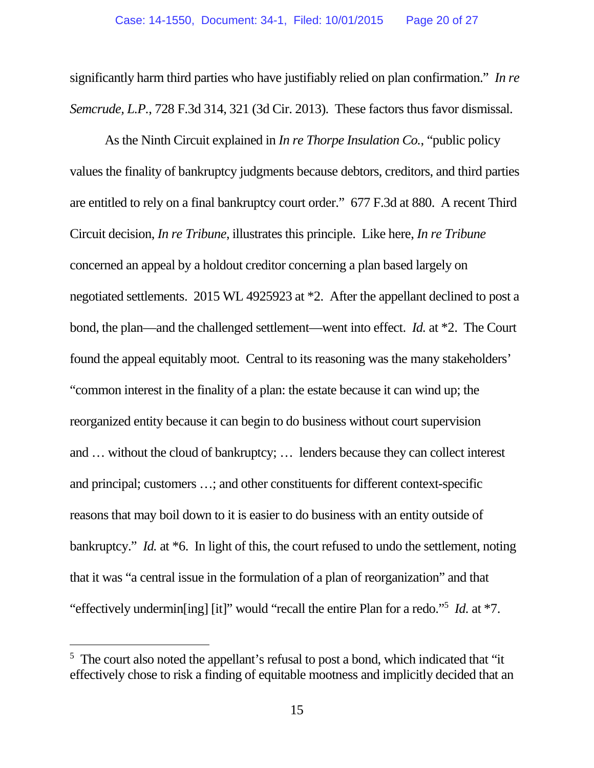significantly harm third parties who have justifiably relied on plan confirmation." *In re Semcrude, L.P.*, 728 F.3d 314, 321 (3d Cir. 2013). These factors thus favor dismissal.

As the Ninth Circuit explained in *In re Thorpe Insulation Co.*, "public policy values the finality of bankruptcy judgments because debtors, creditors, and third parties are entitled to rely on a final bankruptcy court order." 677 F.3d at 880. A recent Third Circuit decision, *In re Tribune*, illustrates this principle. Like here, *In re Tribune* concerned an appeal by a holdout creditor concerning a plan based largely on negotiated settlements. 2015 WL 4925923 at *2. After the appellant declined to post a bond, the plan—and the challenged settlement—went into effect. *Id.* at *2. The Court found the appeal equitably moot. Central to its reasoning was the many stakeholders' "common interest in the finality of a plan: the estate because it can wind up; the reorganized entity because it can begin to do business without court supervision and … without the cloud of bankruptcy; … lenders because they can collect interest and principal; customers …; and other constituents for different context-specific reasons that may boil down to it is easier to do business with an entity outside of bankruptcy." *Id.* at *6. In light of this, the court refused to undo the settlement, noting that it was "a central issue in the formulation of a plan of reorganization" and that "effectively undermin[ing] [it]" would "recall the entire Plan for a redo."[5] *Id.* at *7.

[5] The court also noted the appellant's refusal to post a bond, which indicated that "it effectively chose to risk a finding of equitable mootness and implicitly decided that an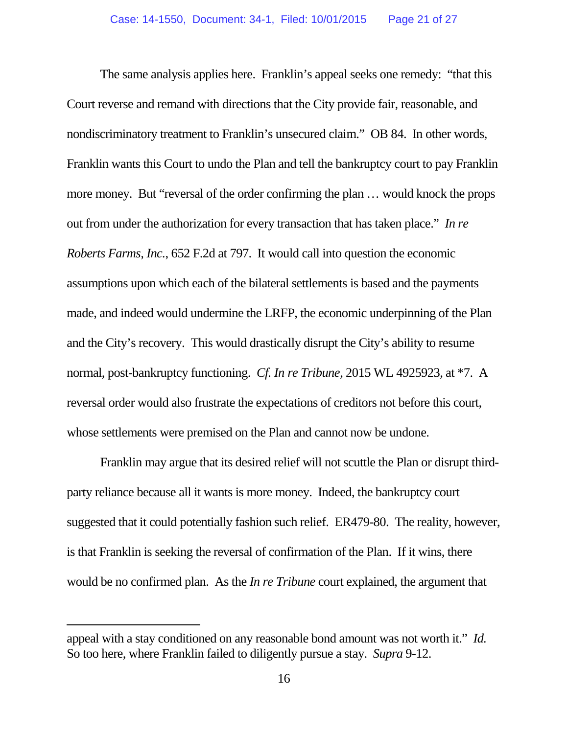The same analysis applies here. Franklin's appeal seeks one remedy: "that this Court reverse and remand with directions that the City provide fair, reasonable, and nondiscriminatory treatment to Franklin's unsecured claim." OB 84. In other words, Franklin wants this Court to undo the Plan and tell the bankruptcy court to pay Franklin more money. But "reversal of the order confirming the plan … would knock the props out from under the authorization for every transaction that has taken place." *In re Roberts Farms, Inc.*, 652 F.2d at 797. It would call into question the economic assumptions upon which each of the bilateral settlements is based and the payments made, and indeed would undermine the LRFP, the economic underpinning of the Plan and the City's recovery. This would drastically disrupt the City's ability to resume normal, post-bankruptcy functioning. *Cf. In re Tribune*, 2015 WL 4925923, at *7. A reversal order would also frustrate the expectations of creditors not before this court, whose settlements were premised on the Plan and cannot now be undone.

Franklin may argue that its desired relief will not scuttle the Plan or disrupt third-party reliance because all it wants is more money. Indeed, the bankruptcy court suggested that it could potentially fashion such relief. ER479-80. The reality, however, is that Franklin is seeking the reversal of confirmation of the Plan. If it wins, there would be no confirmed plan. As the *In re Tribune* court explained, the argument that

---

appeal with a stay conditioned on any reasonable bond amount was not worth it." *Id.* So too here, where Franklin failed to diligently pursue a stay. *Supra* 9-12.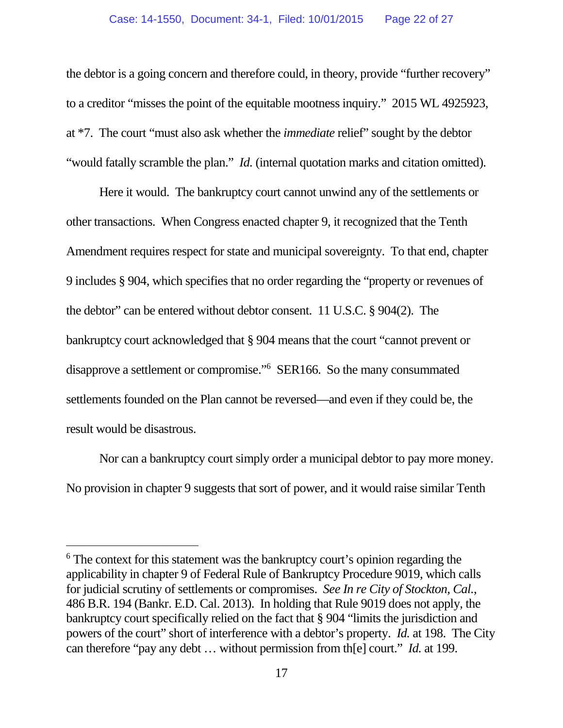the debtor is a going concern and therefore could, in theory, provide "further recovery" to a creditor "misses the point of the equitable mootness inquiry." 2015 WL 4925923, at *7. The court "must also ask whether the *immediate* relief" sought by the debtor "would fatally scramble the plan." *Id.* (internal quotation marks and citation omitted).

Here it would. The bankruptcy court cannot unwind any of the settlements or other transactions. When Congress enacted chapter 9, it recognized that the Tenth Amendment requires respect for state and municipal sovereignty. To that end, chapter 9 includes § 904, which specifies that no order regarding the "property or revenues of the debtor" can be entered without debtor consent. 11 U.S.C. § 904(2). The bankruptcy court acknowledged that § 904 means that the court "cannot prevent or disapprove a settlement or compromise."[6] SER166. So the many consummated settlements founded on the Plan cannot be reversed—and even if they could be, the result would be disastrous.

Nor can a bankruptcy court simply order a municipal debtor to pay more money. No provision in chapter 9 suggests that sort of power, and it would raise similar Tenth

---

[6] The context for this statement was the bankruptcy court's opinion regarding the applicability in chapter 9 of Federal Rule of Bankruptcy Procedure 9019, which calls for judicial scrutiny of settlements or compromises. *See In re City of Stockton, Cal.*, 486 B.R. 194 (Bankr. E.D. Cal. 2013). In holding that Rule 9019 does not apply, the bankruptcy court specifically relied on the fact that § 904 "limits the jurisdiction and powers of the court" short of interference with a debtor's property. *Id.* at 198. The City can therefore "pay any debt … without permission from th[e] court." *Id.* at 199.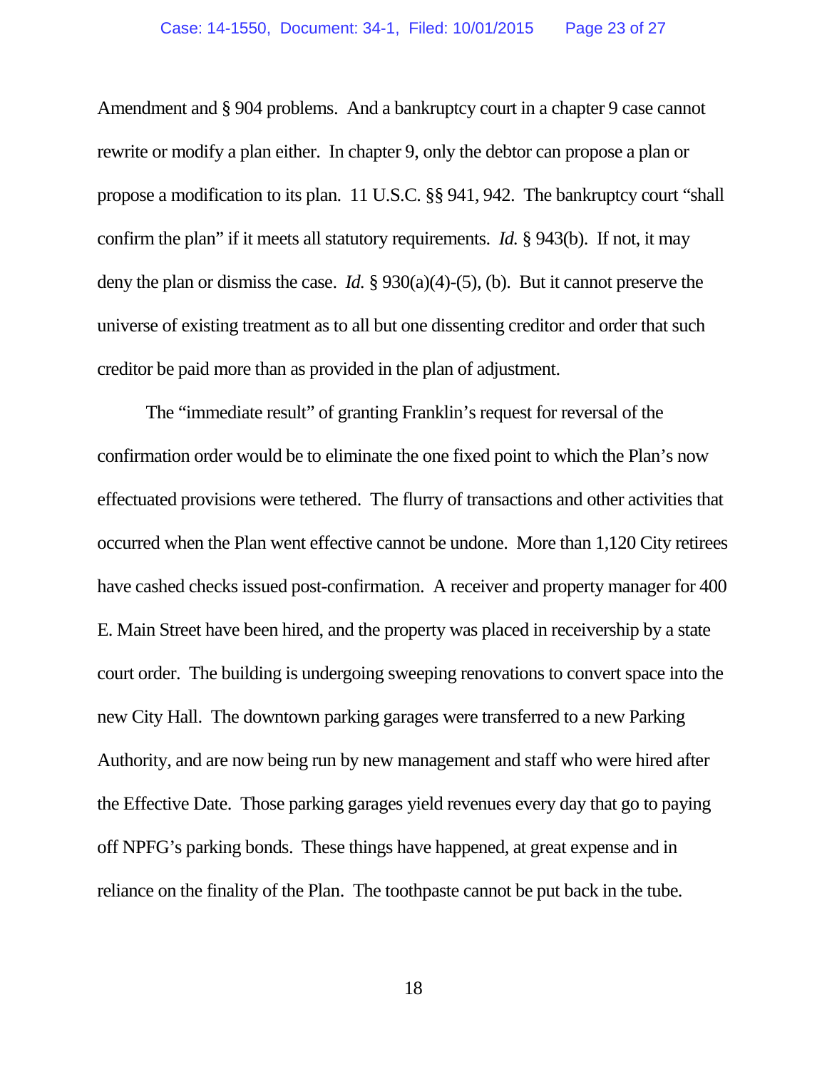Amendment and § 904 problems. And a bankruptcy court in a chapter 9 case cannot rewrite or modify a plan either. In chapter 9, only the debtor can propose a plan or propose a modification to its plan. 11 U.S.C. §§ 941, 942. The bankruptcy court "shall confirm the plan" if it meets all statutory requirements. *Id.* § 943(b). If not, it may deny the plan or dismiss the case. *Id.* § 930(a)(4)-(5), (b). But it cannot preserve the universe of existing treatment as to all but one dissenting creditor and order that such creditor be paid more than as provided in the plan of adjustment.

The "immediate result" of granting Franklin's request for reversal of the confirmation order would be to eliminate the one fixed point to which the Plan's now effectuated provisions were tethered. The flurry of transactions and other activities that occurred when the Plan went effective cannot be undone. More than 1,120 City retirees have cashed checks issued post-confirmation. A receiver and property manager for 400 E. Main Street have been hired, and the property was placed in receivership by a state court order. The building is undergoing sweeping renovations to convert space into the new City Hall. The downtown parking garages were transferred to a new Parking Authority, and are now being run by new management and staff who were hired after the Effective Date. Those parking garages yield revenues every day that go to paying off NPFG's parking bonds. These things have happened, at great expense and in reliance on the finality of the Plan. The toothpaste cannot be put back in the tube.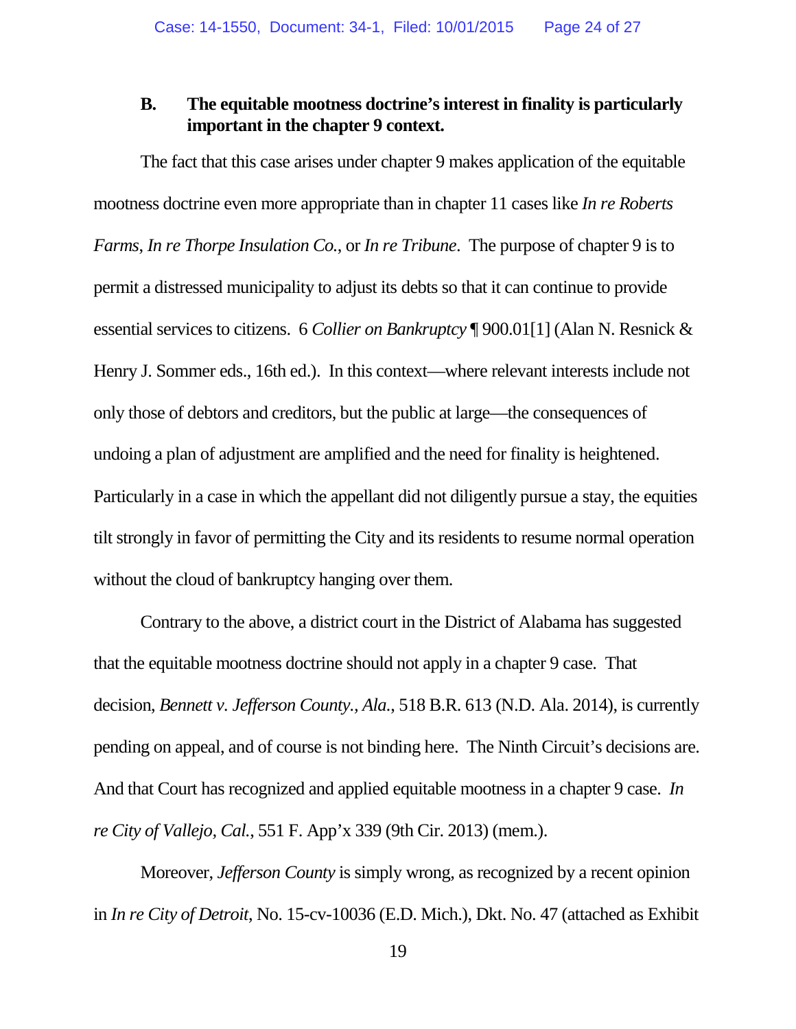### B. The equitable mootness doctrine's interest in finality is particularly important in the chapter 9 context.

The fact that this case arises under chapter 9 makes application of the equitable mootness doctrine even more appropriate than in chapter 11 cases like *In re Roberts Farms*, *In re Thorpe Insulation Co.*, or *In re Tribune*. The purpose of chapter 9 is to permit a distressed municipality to adjust its debts so that it can continue to provide essential services to citizens. 6 *Collier on Bankruptcy* ¶ 900.01[1] (Alan N. Resnick & Henry J. Sommer eds., 16th ed.). In this context—where relevant interests include not only those of debtors and creditors, but the public at large—the consequences of undoing a plan of adjustment are amplified and the need for finality is heightened. Particularly in a case in which the appellant did not diligently pursue a stay, the equities tilt strongly in favor of permitting the City and its residents to resume normal operation without the cloud of bankruptcy hanging over them.

Contrary to the above, a district court in the District of Alabama has suggested that the equitable mootness doctrine should not apply in a chapter 9 case. That decision, *Bennett v. Jefferson County., Ala.*, 518 B.R. 613 (N.D. Ala. 2014), is currently pending on appeal, and of course is not binding here. The Ninth Circuit's decisions are. And that Court has recognized and applied equitable mootness in a chapter 9 case. *In re City of Vallejo, Cal.*, 551 F. App'x 339 (9th Cir. 2013) (mem.).

Moreover, *Jefferson County* is simply wrong, as recognized by a recent opinion in *In re City of Detroit*, No. 15-cv-10036 (E.D. Mich.), Dkt. No. 47 (attached as Exhibit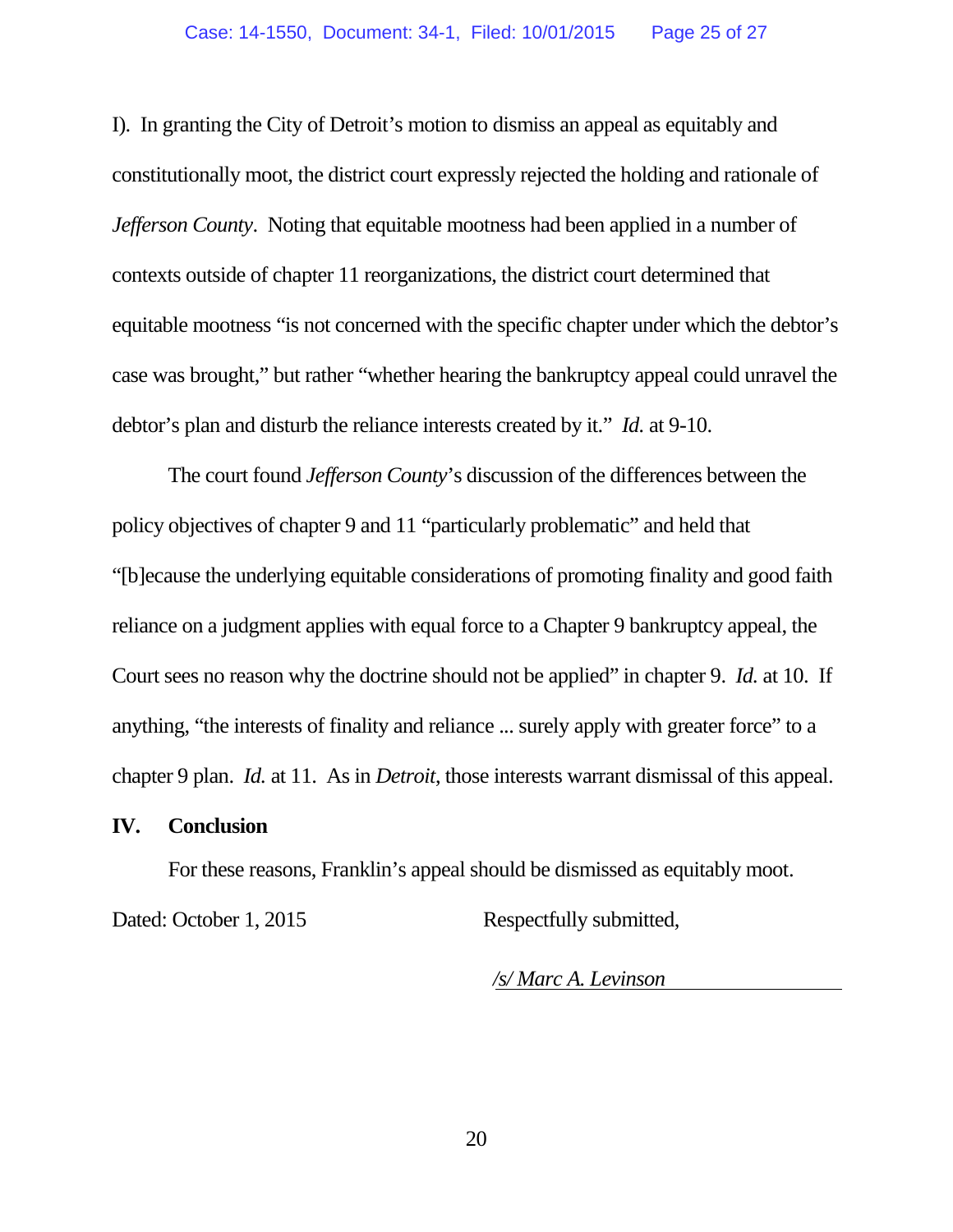I). In granting the City of Detroit's motion to dismiss an appeal as equitably and constitutionally moot, the district court expressly rejected the holding and rationale of *Jefferson County*. Noting that equitable mootness had been applied in a number of contexts outside of chapter 11 reorganizations, the district court determined that equitable mootness "is not concerned with the specific chapter under which the debtor's case was brought," but rather "whether hearing the bankruptcy appeal could unravel the debtor's plan and disturb the reliance interests created by it." *Id.* at 9-10.

The court found *Jefferson County*'s discussion of the differences between the policy objectives of chapter 9 and 11 "particularly problematic" and held that "[b]ecause the underlying equitable considerations of promoting finality and good faith reliance on a judgment applies with equal force to a Chapter 9 bankruptcy appeal, the Court sees no reason why the doctrine should not be applied" in chapter 9. *Id.* at 10. If anything, "the interests of finality and reliance ... surely apply with greater force" to a chapter 9 plan. *Id.* at 11. As in *Detroit*, those interests warrant dismissal of this appeal.

## IV. Conclusion

For these reasons, Franklin's appeal should be dismissed as equitably moot.

Dated: October 1, 2015

Respectfully submitted,

*/s/ Marc A. Levinson*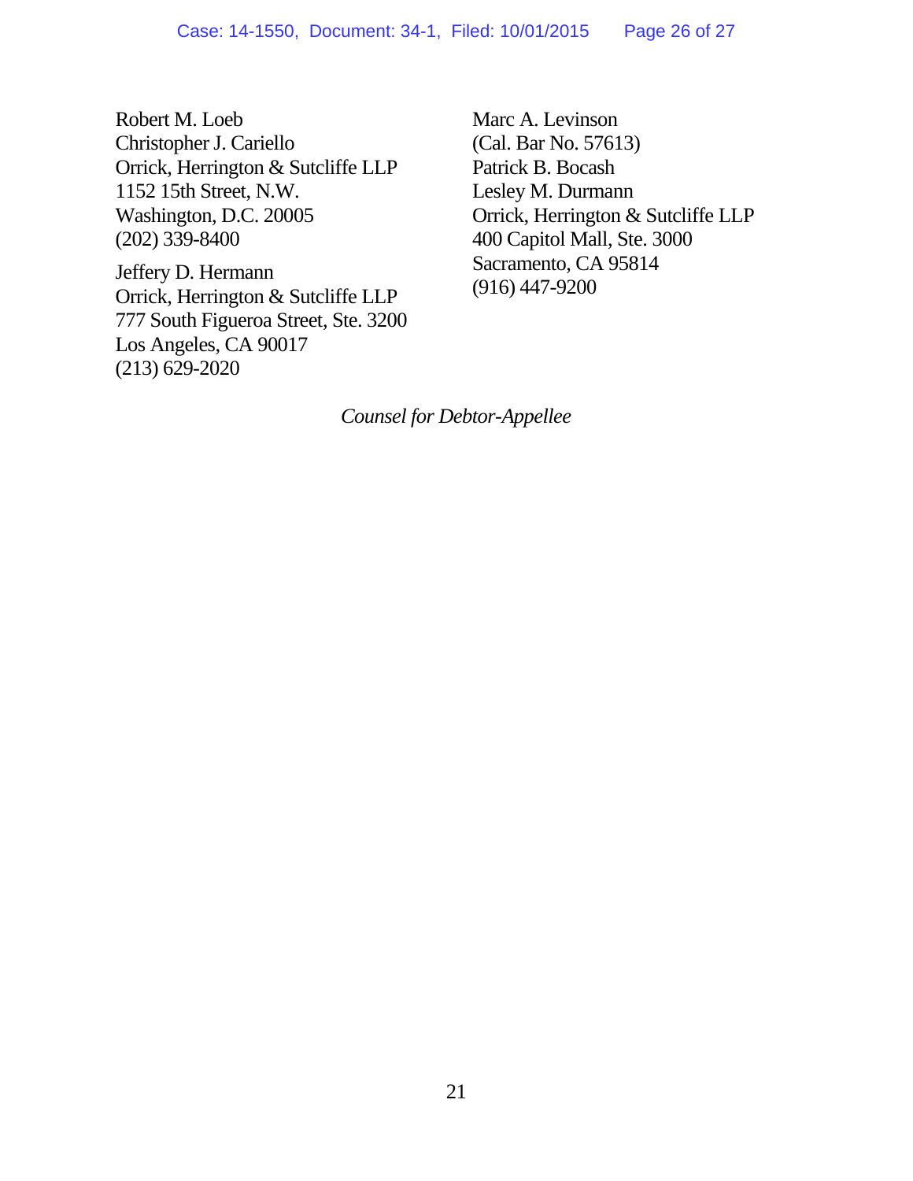Robert M. Loeb
Christopher J. Cariello
Orrick, Herrington & Sutcliffe LLP
1152 15th Street, N.W.
Washington, D.C. 20005
(202) 339-8400

Jeffery D. Hermann
Orrick, Herrington & Sutcliffe LLP
777 South Figueroa Street, Ste. 3200
Los Angeles, CA 90017
(213) 629-2020

Marc A. Levinson
(Cal. Bar No. 57613)
Patrick B. Bocash
Lesley M. Durmann
Orrick, Herrington & Sutcliffe LLP
400 Capitol Mall, Ste. 3000
Sacramento, CA 95814
(916) 447-9200

*Counsel for Debtor-Appellee*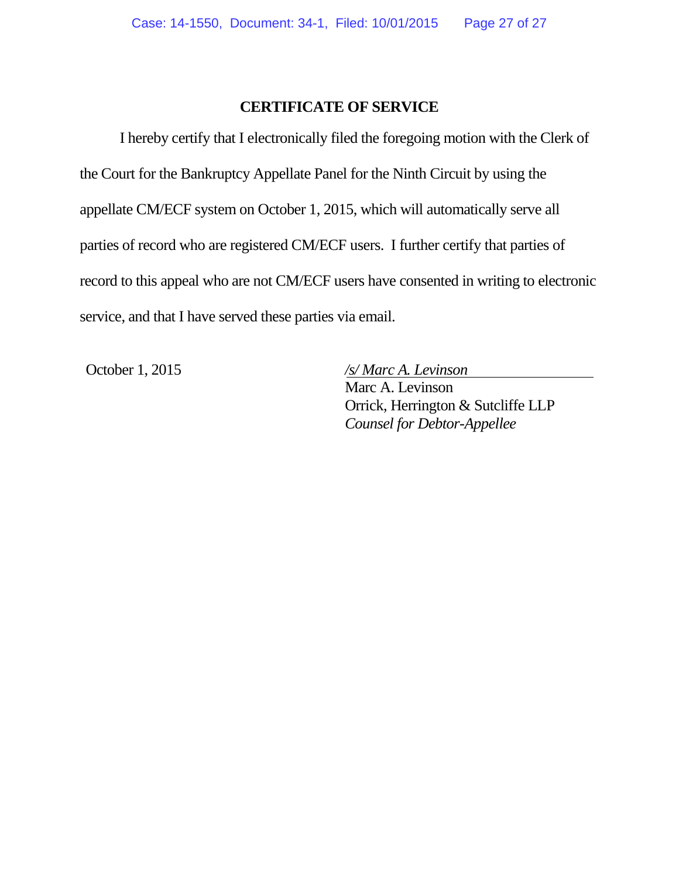## CERTIFICATE OF SERVICE

I hereby certify that I electronically filed the foregoing motion with the Clerk of the Court for the Bankruptcy Appellate Panel for the Ninth Circuit by using the appellate CM/ECF system on October 1, 2015, which will automatically serve all parties of record who are registered CM/ECF users. I further certify that parties of record to this appeal who are not CM/ECF users have consented in writing to electronic service, and that I have served these parties via email.

October 1, 2015

*/s/ Marc A. Levinson*
Marc A. Levinson
Orrick, Herrington & Sutcliffe LLP
*Counsel for Debtor-Appellee*